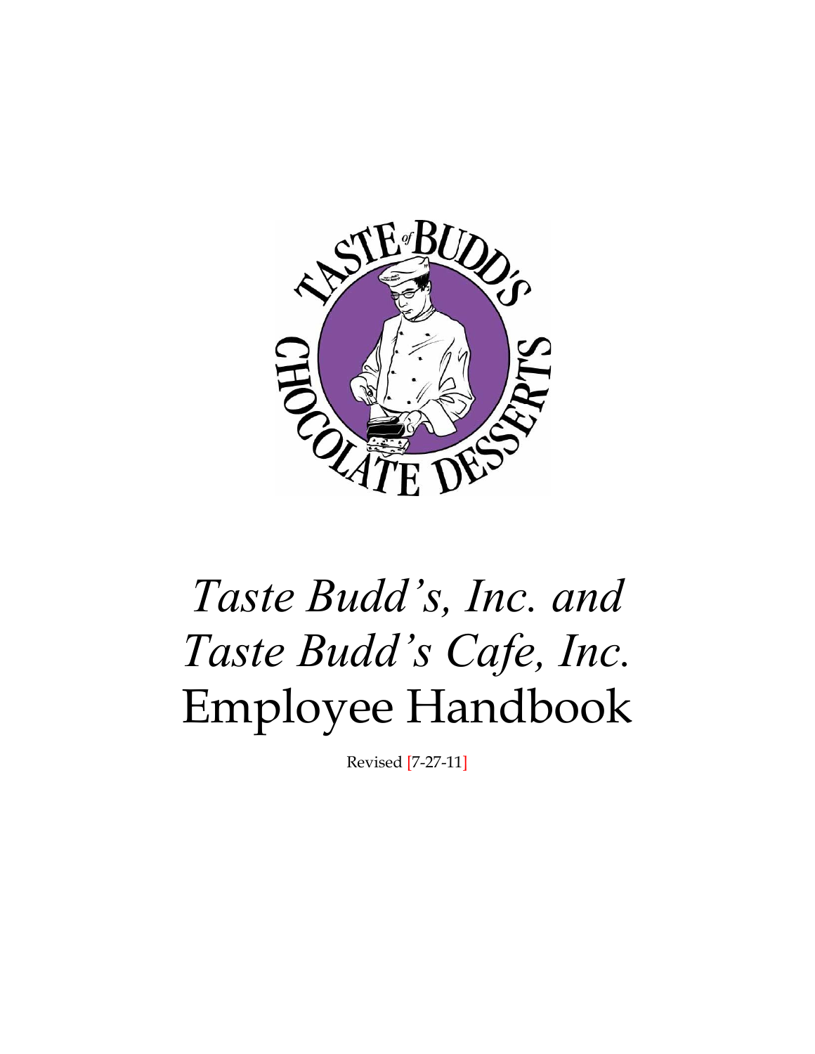# *Taste Budd's, Inc. and Taste Budd's Cafe, Inc.* Employee Handbook

Revised [7-27-11]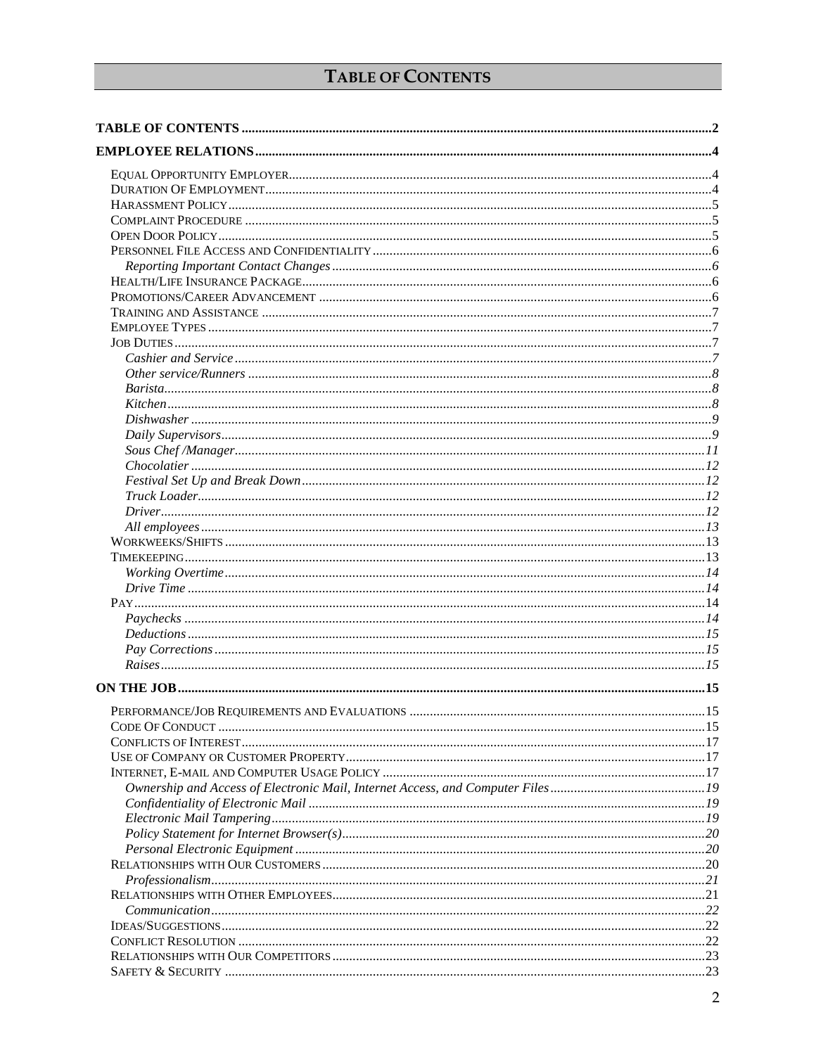# Table of Contents

**TABLE OF CONTENTS** .......... 2

**EMPLOYEE RELATIONS** .......... 4

- Equal Opportunity Employer .......... 4
- Duration Of Employment .......... 4
- Harassment Policy .......... 5
- Complaint Procedure .......... 5
- Open Door Policy .......... 5
- Personnel File Access and Confidentiality .......... 6
  - *Reporting Important Contact Changes* .......... 6
- Health/Life Insurance Package .......... 6
- Promotions/Career Advancement .......... 6
- Training and Assistance .......... 7
- Employee Types .......... 7
- Job Duties .......... 7
  - *Cashier and Service* .......... 7
  - *Other service/Runners* .......... 8
  - *Barista* .......... 8
  - *Kitchen* .......... 8
  - *Dishwasher* .......... 9
  - *Daily Supervisors* .......... 9
  - *Sous Chef /Manager* .......... 11
  - *Chocolatier* .......... 12
  - *Festival Set Up and Break Down* .......... 12
  - *Truck Loader* .......... 12
  - *Driver* .......... 12
  - *All employees* .......... 13
- Workweeks/Shifts .......... 13
- Timekeeping .......... 13
  - *Working Overtime* .......... 14
  - *Drive Time* .......... 14
- Pay .......... 14
  - *Paychecks* .......... 14
  - *Deductions* .......... 15
  - *Pay Corrections* .......... 15
  - *Raises* .......... 15

**ON THE JOB** .......... 15

- Performance/Job Requirements and Evaluations .......... 15
- Code Of Conduct .......... 15
- Conflicts of Interest .......... 17
- Use of Company or Customer Property .......... 17
- Internet, E-mail and Computer Usage Policy .......... 17
  - *Ownership and Access of Electronic Mail, Internet Access, and Computer Files* .......... 19
  - *Confidentiality of Electronic Mail* .......... 19
  - *Electronic Mail Tampering* .......... 19
  - *Policy Statement for Internet Browser(s)* .......... 20
  - *Personal Electronic Equipment* .......... 20
- Relationships with Our Customers .......... 20
  - *Professionalism* .......... 21
- Relationships with Other Employees .......... 21
  - *Communication* .......... 22
- Ideas/Suggestions .......... 22
- Conflict Resolution .......... 22
- Relationships with Our Competitors .......... 23
- Safety & Security .......... 23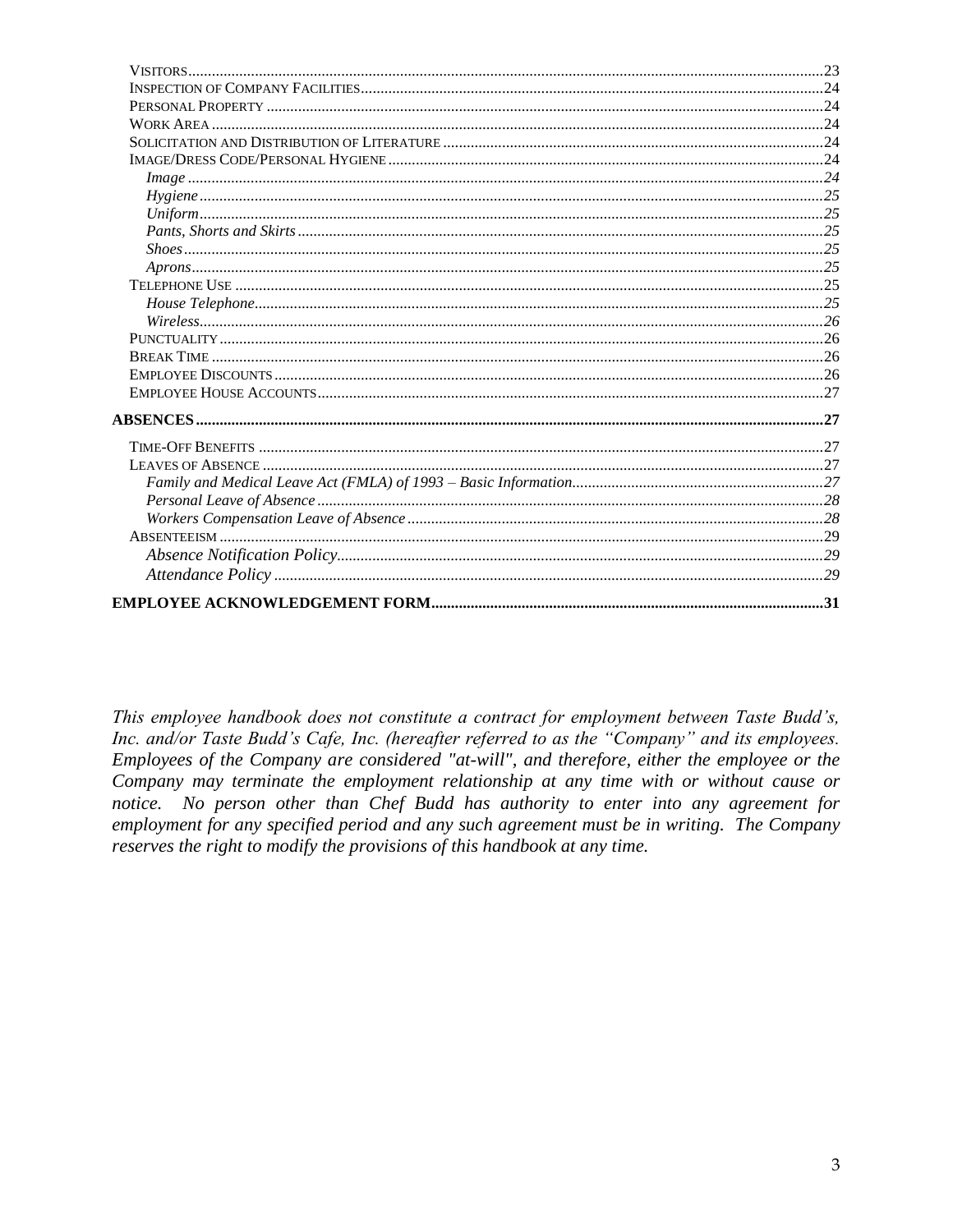- Visitors ... 23
- Inspection of Company Facilities ... 24
- Personal Property ... 24
- Work Area ... 24
- Solicitation and Distribution of Literature ... 24
- Image/Dress Code/Personal Hygiene ... 24
  - *Image* ... 24
  - *Hygiene* ... 25
  - *Uniform* ... 25
  - *Pants, Shorts and Skirts* ... 25
  - *Shoes* ... 25
  - *Aprons* ... 25
- Telephone Use ... 25
  - *House Telephone* ... 25
  - *Wireless* ... 26
- Punctuality ... 26
- Break Time ... 26
- Employee Discounts ... 26
- Employee House Accounts ... 27

**ABSENCES ... 27**

- Time-Off Benefits ... 27
- Leaves of Absence ... 27
  - *Family and Medical Leave Act (FMLA) of 1993 – Basic Information* ... 27
  - *Personal Leave of Absence* ... 28
  - *Workers Compensation Leave of Absence* ... 28
- Absenteeism ... 29
  - *Absence Notification Policy* ... 29
  - *Attendance Policy* ... 29

**EMPLOYEE ACKNOWLEDGEMENT FORM ... 31**

*This employee handbook does not constitute a contract for employment between Taste Budd's, Inc. and/or Taste Budd's Cafe, Inc. (hereafter referred to as the "Company" and its employees. Employees of the Company are considered "at-will", and therefore, either the employee or the Company may terminate the employment relationship at any time with or without cause or notice. No person other than Chef Budd has authority to enter into any agreement for employment for any specified period and any such agreement must be in writing. The Company reserves the right to modify the provisions of this handbook at any time.*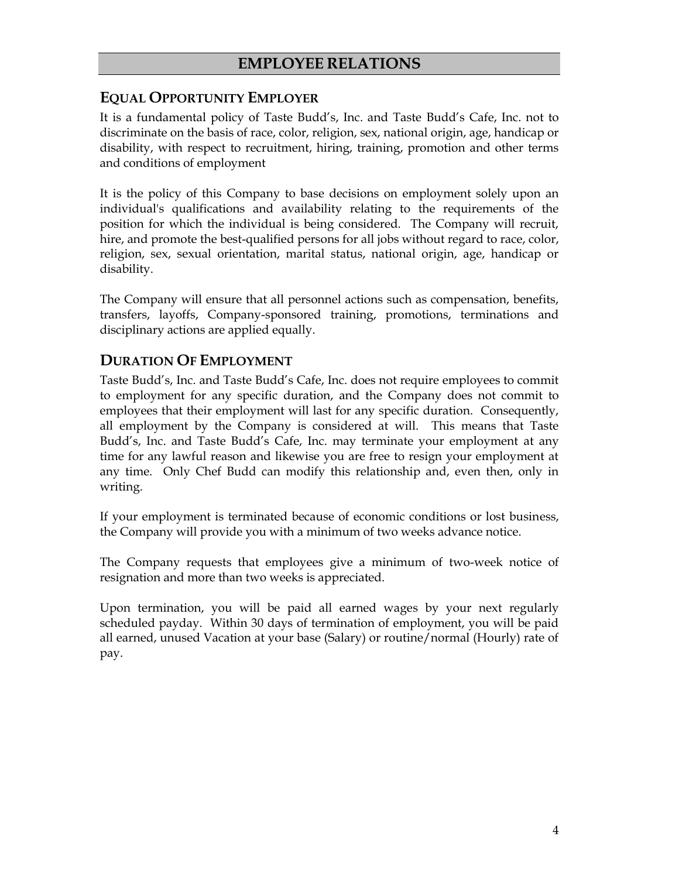# EMPLOYEE RELATIONS

## EQUAL OPPORTUNITY EMPLOYER

It is a fundamental policy of Taste Budd's, Inc. and Taste Budd's Cafe, Inc. not to discriminate on the basis of race, color, religion, sex, national origin, age, handicap or disability, with respect to recruitment, hiring, training, promotion and other terms and conditions of employment

It is the policy of this Company to base decisions on employment solely upon an individual's qualifications and availability relating to the requirements of the position for which the individual is being considered. The Company will recruit, hire, and promote the best-qualified persons for all jobs without regard to race, color, religion, sex, sexual orientation, marital status, national origin, age, handicap or disability.

The Company will ensure that all personnel actions such as compensation, benefits, transfers, layoffs, Company-sponsored training, promotions, terminations and disciplinary actions are applied equally.

## DURATION OF EMPLOYMENT

Taste Budd's, Inc. and Taste Budd's Cafe, Inc. does not require employees to commit to employment for any specific duration, and the Company does not commit to employees that their employment will last for any specific duration. Consequently, all employment by the Company is considered at will. This means that Taste Budd's, Inc. and Taste Budd's Cafe, Inc. may terminate your employment at any time for any lawful reason and likewise you are free to resign your employment at any time. Only Chef Budd can modify this relationship and, even then, only in writing.

If your employment is terminated because of economic conditions or lost business, the Company will provide you with a minimum of two weeks advance notice.

The Company requests that employees give a minimum of two-week notice of resignation and more than two weeks is appreciated.

Upon termination, you will be paid all earned wages by your next regularly scheduled payday. Within 30 days of termination of employment, you will be paid all earned, unused Vacation at your base (Salary) or routine/normal (Hourly) rate of pay.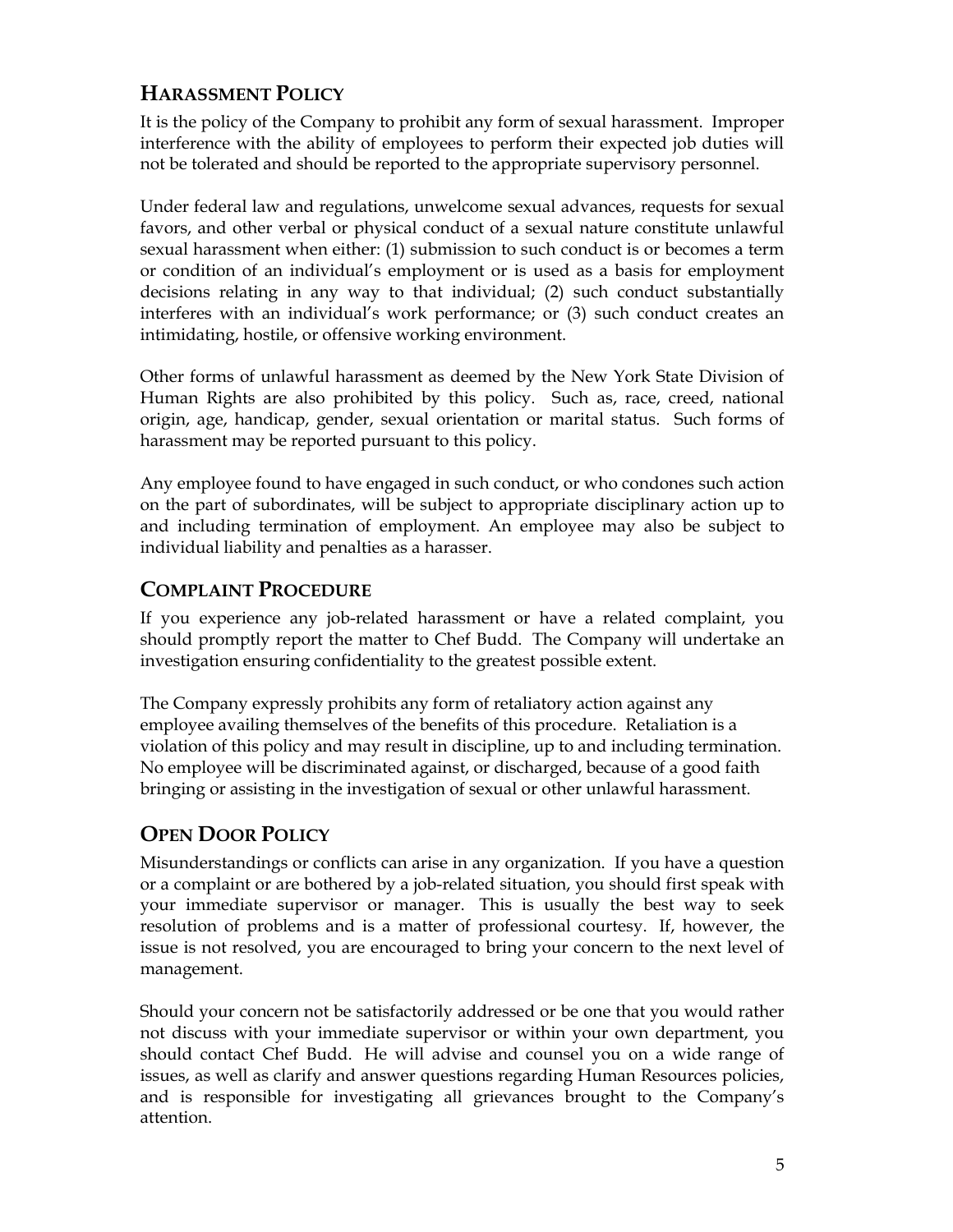## HARASSMENT POLICY

It is the policy of the Company to prohibit any form of sexual harassment. Improper interference with the ability of employees to perform their expected job duties will not be tolerated and should be reported to the appropriate supervisory personnel.

Under federal law and regulations, unwelcome sexual advances, requests for sexual favors, and other verbal or physical conduct of a sexual nature constitute unlawful sexual harassment when either: (1) submission to such conduct is or becomes a term or condition of an individual's employment or is used as a basis for employment decisions relating in any way to that individual; (2) such conduct substantially interferes with an individual's work performance; or (3) such conduct creates an intimidating, hostile, or offensive working environment.

Other forms of unlawful harassment as deemed by the New York State Division of Human Rights are also prohibited by this policy. Such as, race, creed, national origin, age, handicap, gender, sexual orientation or marital status. Such forms of harassment may be reported pursuant to this policy.

Any employee found to have engaged in such conduct, or who condones such action on the part of subordinates, will be subject to appropriate disciplinary action up to and including termination of employment. An employee may also be subject to individual liability and penalties as a harasser.

## COMPLAINT PROCEDURE

If you experience any job-related harassment or have a related complaint, you should promptly report the matter to Chef Budd. The Company will undertake an investigation ensuring confidentiality to the greatest possible extent.

The Company expressly prohibits any form of retaliatory action against any employee availing themselves of the benefits of this procedure. Retaliation is a violation of this policy and may result in discipline, up to and including termination. No employee will be discriminated against, or discharged, because of a good faith bringing or assisting in the investigation of sexual or other unlawful harassment.

## OPEN DOOR POLICY

Misunderstandings or conflicts can arise in any organization. If you have a question or a complaint or are bothered by a job-related situation, you should first speak with your immediate supervisor or manager. This is usually the best way to seek resolution of problems and is a matter of professional courtesy. If, however, the issue is not resolved, you are encouraged to bring your concern to the next level of management.

Should your concern not be satisfactorily addressed or be one that you would rather not discuss with your immediate supervisor or within your own department, you should contact Chef Budd. He will advise and counsel you on a wide range of issues, as well as clarify and answer questions regarding Human Resources policies, and is responsible for investigating all grievances brought to the Company's attention.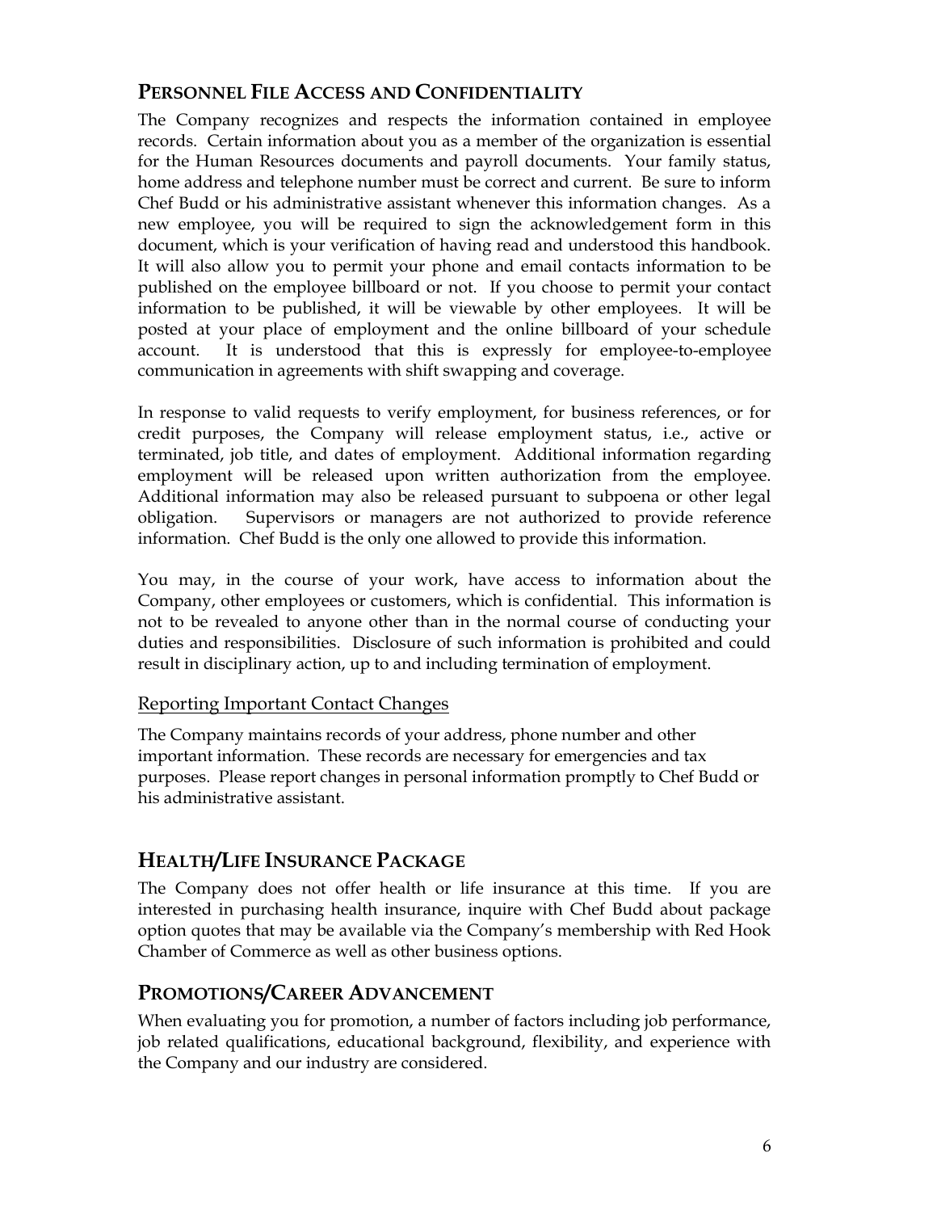## Personnel File Access and Confidentiality

The Company recognizes and respects the information contained in employee records. Certain information about you as a member of the organization is essential for the Human Resources documents and payroll documents. Your family status, home address and telephone number must be correct and current. Be sure to inform Chef Budd or his administrative assistant whenever this information changes. As a new employee, you will be required to sign the acknowledgement form in this document, which is your verification of having read and understood this handbook. It will also allow you to permit your phone and email contacts information to be published on the employee billboard or not. If you choose to permit your contact information to be published, it will be viewable by other employees. It will be posted at your place of employment and the online billboard of your schedule account. It is understood that this is expressly for employee-to-employee communication in agreements with shift swapping and coverage.

In response to valid requests to verify employment, for business references, or for credit purposes, the Company will release employment status, i.e., active or terminated, job title, and dates of employment. Additional information regarding employment will be released upon written authorization from the employee. Additional information may also be released pursuant to subpoena or other legal obligation. Supervisors or managers are not authorized to provide reference information. Chef Budd is the only one allowed to provide this information.

You may, in the course of your work, have access to information about the Company, other employees or customers, which is confidential. This information is not to be revealed to anyone other than in the normal course of conducting your duties and responsibilities. Disclosure of such information is prohibited and could result in disciplinary action, up to and including termination of employment.

### Reporting Important Contact Changes

The Company maintains records of your address, phone number and other important information. These records are necessary for emergencies and tax purposes. Please report changes in personal information promptly to Chef Budd or his administrative assistant.

## Health/Life Insurance Package

The Company does not offer health or life insurance at this time. If you are interested in purchasing health insurance, inquire with Chef Budd about package option quotes that may be available via the Company's membership with Red Hook Chamber of Commerce as well as other business options.

## Promotions/Career Advancement

When evaluating you for promotion, a number of factors including job performance, job related qualifications, educational background, flexibility, and experience with the Company and our industry are considered.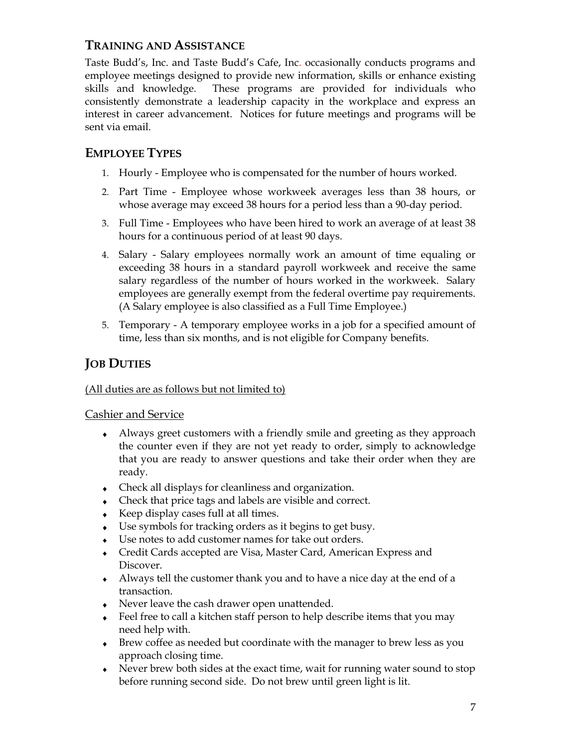## TRAINING AND ASSISTANCE

Taste Budd's, Inc. and Taste Budd's Cafe, Inc. occasionally conducts programs and employee meetings designed to provide new information, skills or enhance existing skills and knowledge. These programs are provided for individuals who consistently demonstrate a leadership capacity in the workplace and express an interest in career advancement. Notices for future meetings and programs will be sent via email.

## EMPLOYEE TYPES

1. Hourly - Employee who is compensated for the number of hours worked.
2. Part Time - Employee whose workweek averages less than 38 hours, or whose average may exceed 38 hours for a period less than a 90-day period.
3. Full Time - Employees who have been hired to work an average of at least 38 hours for a continuous period of at least 90 days.
4. Salary - Salary employees normally work an amount of time equaling or exceeding 38 hours in a standard payroll workweek and receive the same salary regardless of the number of hours worked in the workweek. Salary employees are generally exempt from the federal overtime pay requirements. (A Salary employee is also classified as a Full Time Employee.)
5. Temporary - A temporary employee works in a job for a specified amount of time, less than six months, and is not eligible for Company benefits.

## JOB DUTIES

<u>(All duties are as follows but not limited to)</u>

<u>Cashier and Service</u>

- Always greet customers with a friendly smile and greeting as they approach the counter even if they are not yet ready to order, simply to acknowledge that you are ready to answer questions and take their order when they are ready.
- Check all displays for cleanliness and organization.
- Check that price tags and labels are visible and correct.
- Keep display cases full at all times.
- Use symbols for tracking orders as it begins to get busy.
- Use notes to add customer names for take out orders.
- Credit Cards accepted are Visa, Master Card, American Express and Discover.
- Always tell the customer thank you and to have a nice day at the end of a transaction.
- Never leave the cash drawer open unattended.
- Feel free to call a kitchen staff person to help describe items that you may need help with.
- Brew coffee as needed but coordinate with the manager to brew less as you approach closing time.
- Never brew both sides at the exact time, wait for running water sound to stop before running second side. Do not brew until green light is lit.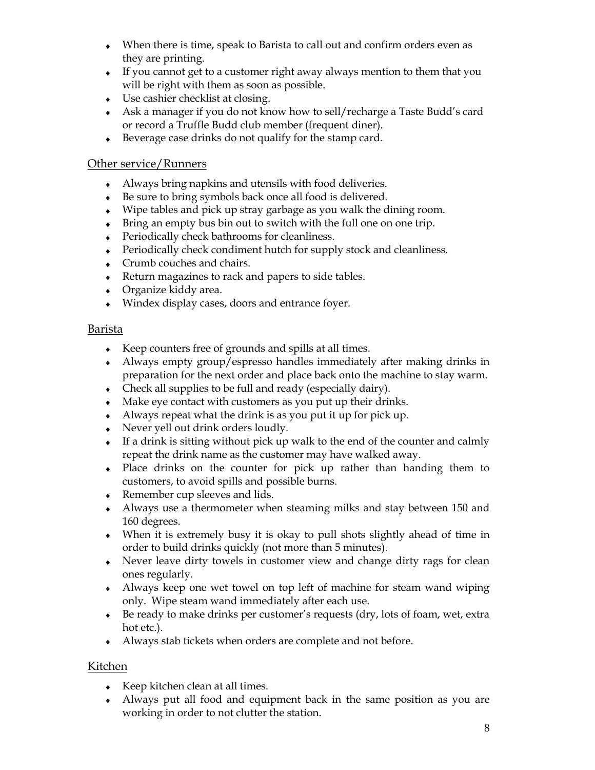- When there is time, speak to Barista to call out and confirm orders even as they are printing.
- If you cannot get to a customer right away always mention to them that you will be right with them as soon as possible.
- Use cashier checklist at closing.
- Ask a manager if you do not know how to sell/recharge a Taste Budd's card or record a Truffle Budd club member (frequent diner).
- Beverage case drinks do not qualify for the stamp card.

## Other service/Runners

- Always bring napkins and utensils with food deliveries.
- Be sure to bring symbols back once all food is delivered.
- Wipe tables and pick up stray garbage as you walk the dining room.
- Bring an empty bus bin out to switch with the full one on one trip.
- Periodically check bathrooms for cleanliness.
- Periodically check condiment hutch for supply stock and cleanliness.
- Crumb couches and chairs.
- Return magazines to rack and papers to side tables.
- Organize kiddy area.
- Windex display cases, doors and entrance foyer.

## Barista

- Keep counters free of grounds and spills at all times.
- Always empty group/espresso handles immediately after making drinks in preparation for the next order and place back onto the machine to stay warm.
- Check all supplies to be full and ready (especially dairy).
- Make eye contact with customers as you put up their drinks.
- Always repeat what the drink is as you put it up for pick up.
- Never yell out drink orders loudly.
- If a drink is sitting without pick up walk to the end of the counter and calmly repeat the drink name as the customer may have walked away.
- Place drinks on the counter for pick up rather than handing them to customers, to avoid spills and possible burns.
- Remember cup sleeves and lids.
- Always use a thermometer when steaming milks and stay between 150 and 160 degrees.
- When it is extremely busy it is okay to pull shots slightly ahead of time in order to build drinks quickly (not more than 5 minutes).
- Never leave dirty towels in customer view and change dirty rags for clean ones regularly.
- Always keep one wet towel on top left of machine for steam wand wiping only. Wipe steam wand immediately after each use.
- Be ready to make drinks per customer's requests (dry, lots of foam, wet, extra hot etc.).
- Always stab tickets when orders are complete and not before.

## Kitchen

- Keep kitchen clean at all times.
- Always put all food and equipment back in the same position as you are working in order to not clutter the station.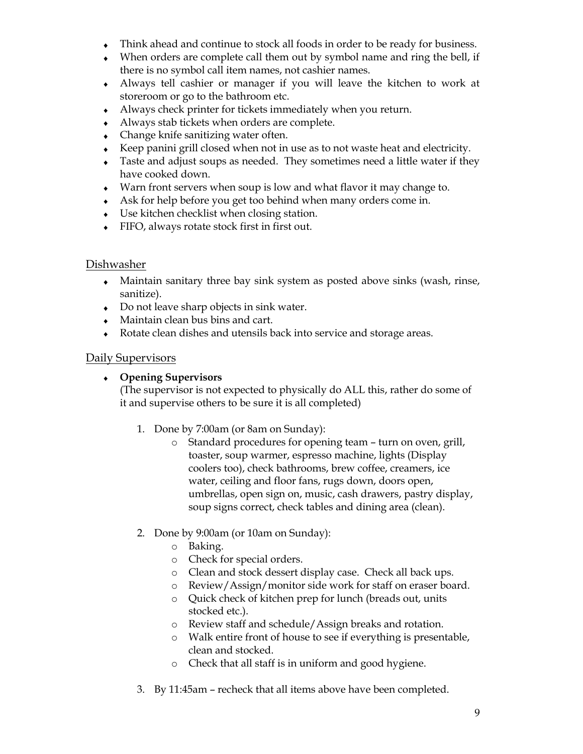- Think ahead and continue to stock all foods in order to be ready for business.
- When orders are complete call them out by symbol name and ring the bell, if there is no symbol call item names, not cashier names.
- Always tell cashier or manager if you will leave the kitchen to work at storeroom or go to the bathroom etc.
- Always check printer for tickets immediately when you return.
- Always stab tickets when orders are complete.
- Change knife sanitizing water often.
- Keep panini grill closed when not in use as to not waste heat and electricity.
- Taste and adjust soups as needed. They sometimes need a little water if they have cooked down.
- Warn front servers when soup is low and what flavor it may change to.
- Ask for help before you get too behind when many orders come in.
- Use kitchen checklist when closing station.
- FIFO, always rotate stock first in first out.

## Dishwasher

- Maintain sanitary three bay sink system as posted above sinks (wash, rinse, sanitize).
- Do not leave sharp objects in sink water.
- Maintain clean bus bins and cart.
- Rotate clean dishes and utensils back into service and storage areas.

## Daily Supervisors

- **Opening Supervisors**
  (The supervisor is not expected to physically do ALL this, rather do some of it and supervise others to be sure it is all completed)

  1. Done by 7:00am (or 8am on Sunday):
     - Standard procedures for opening team – turn on oven, grill, toaster, soup warmer, espresso machine, lights (Display coolers too), check bathrooms, brew coffee, creamers, ice water, ceiling and floor fans, rugs down, doors open, umbrellas, open sign on, music, cash drawers, pastry display, soup signs correct, check tables and dining area (clean).

  2. Done by 9:00am (or 10am on Sunday):
     - Baking.
     - Check for special orders.
     - Clean and stock dessert display case. Check all back ups.
     - Review/Assign/monitor side work for staff on eraser board.
     - Quick check of kitchen prep for lunch (breads out, units stocked etc.).
     - Review staff and schedule/Assign breaks and rotation.
     - Walk entire front of house to see if everything is presentable, clean and stocked.
     - Check that all staff is in uniform and good hygiene.

  3. By 11:45am – recheck that all items above have been completed.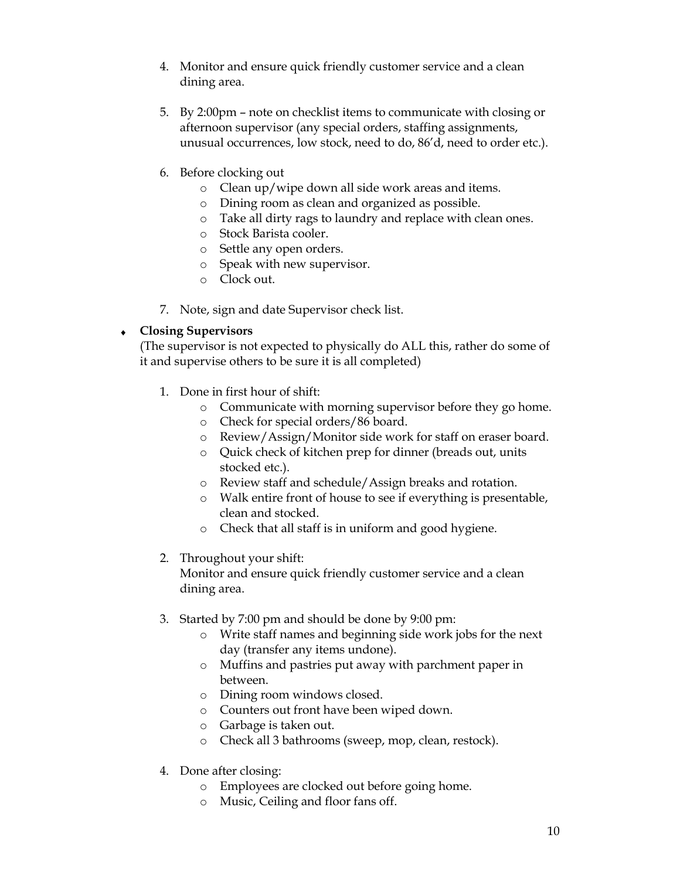4. Monitor and ensure quick friendly customer service and a clean dining area.

5. By 2:00pm – note on checklist items to communicate with closing or afternoon supervisor (any special orders, staffing assignments, unusual occurrences, low stock, need to do, 86'd, need to order etc.).

6. Before clocking out
   - Clean up/wipe down all side work areas and items.
   - Dining room as clean and organized as possible.
   - Take all dirty rags to laundry and replace with clean ones.
   - Stock Barista cooler.
   - Settle any open orders.
   - Speak with new supervisor.
   - Clock out.

7. Note, sign and date Supervisor check list.

- **Closing Supervisors**
  (The supervisor is not expected to physically do ALL this, rather do some of it and supervise others to be sure it is all completed)

  1. Done in first hour of shift:
     - Communicate with morning supervisor before they go home.
     - Check for special orders/86 board.
     - Review/Assign/Monitor side work for staff on eraser board.
     - Quick check of kitchen prep for dinner (breads out, units stocked etc.).
     - Review staff and schedule/Assign breaks and rotation.
     - Walk entire front of house to see if everything is presentable, clean and stocked.
     - Check that all staff is in uniform and good hygiene.

  2. Throughout your shift:
     Monitor and ensure quick friendly customer service and a clean dining area.

  3. Started by 7:00 pm and should be done by 9:00 pm:
     - Write staff names and beginning side work jobs for the next day (transfer any items undone).
     - Muffins and pastries put away with parchment paper in between.
     - Dining room windows closed.
     - Counters out front have been wiped down.
     - Garbage is taken out.
     - Check all 3 bathrooms (sweep, mop, clean, restock).

  4. Done after closing:
     - Employees are clocked out before going home.
     - Music, Ceiling and floor fans off.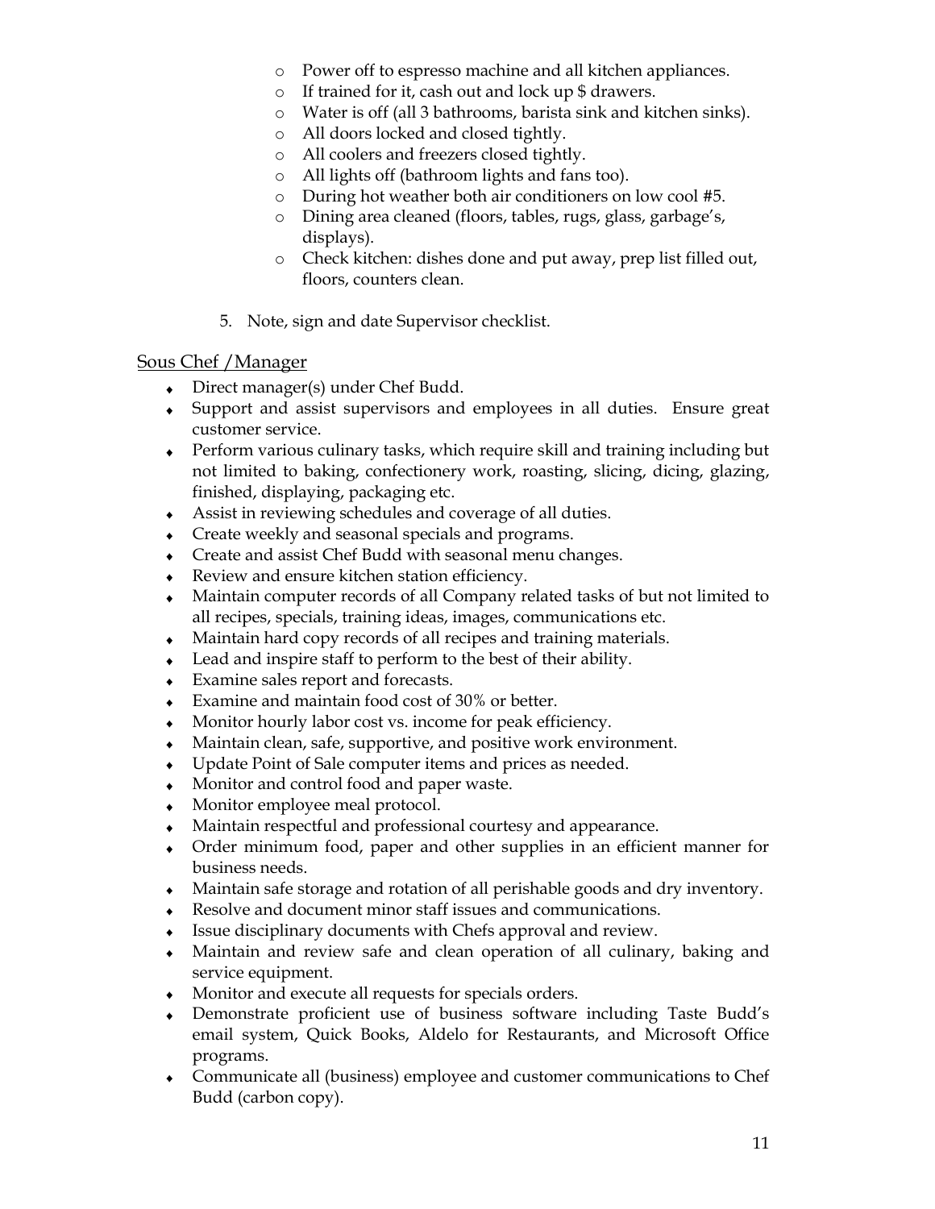- Power off to espresso machine and all kitchen appliances.
- If trained for it, cash out and lock up $ drawers.
- Water is off (all 3 bathrooms, barista sink and kitchen sinks).
- All doors locked and closed tightly.
- All coolers and freezers closed tightly.
- All lights off (bathroom lights and fans too).
- During hot weather both air conditioners on low cool #5.
- Dining area cleaned (floors, tables, rugs, glass, garbage's, displays).
- Check kitchen: dishes done and put away, prep list filled out, floors, counters clean.

5. Note, sign and date Supervisor checklist.

<u>Sous Chef /Manager</u>

- Direct manager(s) under Chef Budd.
- Support and assist supervisors and employees in all duties. Ensure great customer service.
- Perform various culinary tasks, which require skill and training including but not limited to baking, confectionery work, roasting, slicing, dicing, glazing, finished, displaying, packaging etc.
- Assist in reviewing schedules and coverage of all duties.
- Create weekly and seasonal specials and programs.
- Create and assist Chef Budd with seasonal menu changes.
- Review and ensure kitchen station efficiency.
- Maintain computer records of all Company related tasks of but not limited to all recipes, specials, training ideas, images, communications etc.
- Maintain hard copy records of all recipes and training materials.
- Lead and inspire staff to perform to the best of their ability.
- Examine sales report and forecasts.
- Examine and maintain food cost of 30% or better.
- Monitor hourly labor cost vs. income for peak efficiency.
- Maintain clean, safe, supportive, and positive work environment.
- Update Point of Sale computer items and prices as needed.
- Monitor and control food and paper waste.
- Monitor employee meal protocol.
- Maintain respectful and professional courtesy and appearance.
- Order minimum food, paper and other supplies in an efficient manner for business needs.
- Maintain safe storage and rotation of all perishable goods and dry inventory.
- Resolve and document minor staff issues and communications.
- Issue disciplinary documents with Chefs approval and review.
- Maintain and review safe and clean operation of all culinary, baking and service equipment.
- Monitor and execute all requests for specials orders.
- Demonstrate proficient use of business software including Taste Budd's email system, Quick Books, Aldelo for Restaurants, and Microsoft Office programs.
- Communicate all (business) employee and customer communications to Chef Budd (carbon copy).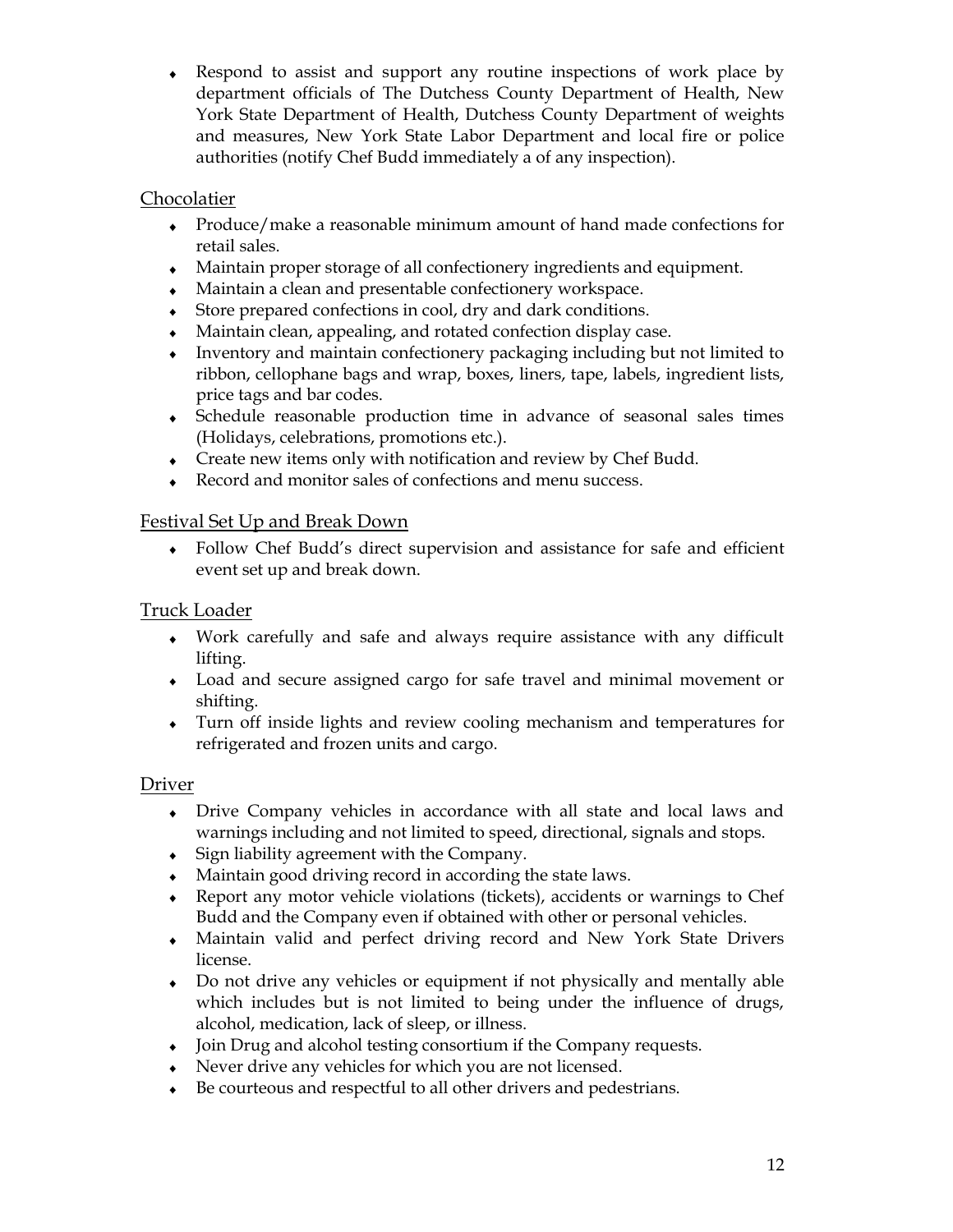- Respond to assist and support any routine inspections of work place by department officials of The Dutchess County Department of Health, New York State Department of Health, Dutchess County Department of weights and measures, New York State Labor Department and local fire or police authorities (notify Chef Budd immediately a of any inspection).

<u>Chocolatier</u>

- Produce/make a reasonable minimum amount of hand made confections for retail sales.
- Maintain proper storage of all confectionery ingredients and equipment.
- Maintain a clean and presentable confectionery workspace.
- Store prepared confections in cool, dry and dark conditions.
- Maintain clean, appealing, and rotated confection display case.
- Inventory and maintain confectionery packaging including but not limited to ribbon, cellophane bags and wrap, boxes, liners, tape, labels, ingredient lists, price tags and bar codes.
- Schedule reasonable production time in advance of seasonal sales times (Holidays, celebrations, promotions etc.).
- Create new items only with notification and review by Chef Budd.
- Record and monitor sales of confections and menu success.

<u>Festival Set Up and Break Down</u>

- Follow Chef Budd's direct supervision and assistance for safe and efficient event set up and break down.

<u>Truck Loader</u>

- Work carefully and safe and always require assistance with any difficult lifting.
- Load and secure assigned cargo for safe travel and minimal movement or shifting.
- Turn off inside lights and review cooling mechanism and temperatures for refrigerated and frozen units and cargo.

<u>Driver</u>

- Drive Company vehicles in accordance with all state and local laws and warnings including and not limited to speed, directional, signals and stops.
- Sign liability agreement with the Company.
- Maintain good driving record in according the state laws.
- Report any motor vehicle violations (tickets), accidents or warnings to Chef Budd and the Company even if obtained with other or personal vehicles.
- Maintain valid and perfect driving record and New York State Drivers license.
- Do not drive any vehicles or equipment if not physically and mentally able which includes but is not limited to being under the influence of drugs, alcohol, medication, lack of sleep, or illness.
- Join Drug and alcohol testing consortium if the Company requests.
- Never drive any vehicles for which you are not licensed.
- Be courteous and respectful to all other drivers and pedestrians.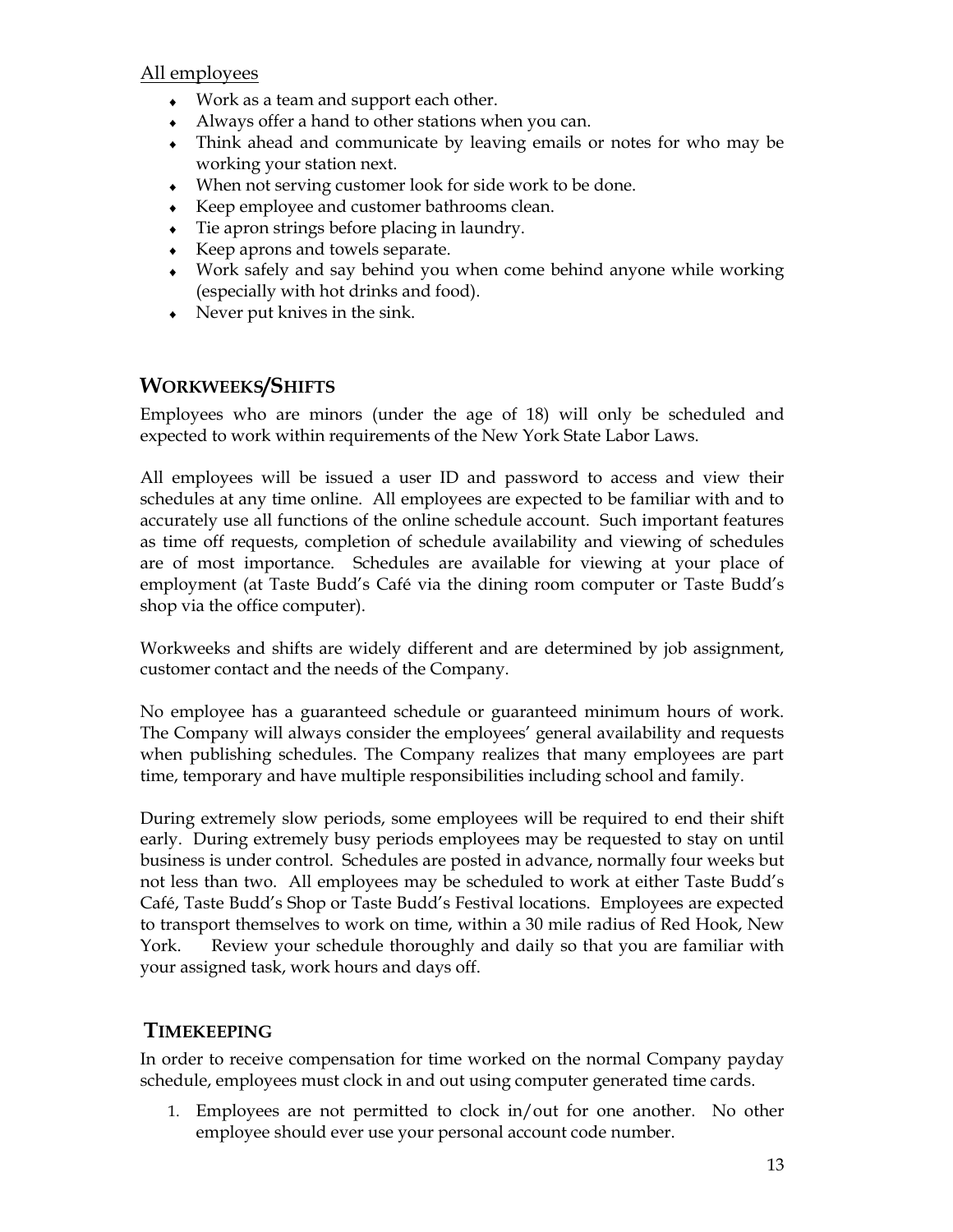All employees

- Work as a team and support each other.
- Always offer a hand to other stations when you can.
- Think ahead and communicate by leaving emails or notes for who may be working your station next.
- When not serving customer look for side work to be done.
- Keep employee and customer bathrooms clean.
- Tie apron strings before placing in laundry.
- Keep aprons and towels separate.
- Work safely and say behind you when come behind anyone while working (especially with hot drinks and food).
- Never put knives in the sink.

## WORKWEEKS/SHIFTS

Employees who are minors (under the age of 18) will only be scheduled and expected to work within requirements of the New York State Labor Laws.

All employees will be issued a user ID and password to access and view their schedules at any time online. All employees are expected to be familiar with and to accurately use all functions of the online schedule account. Such important features as time off requests, completion of schedule availability and viewing of schedules are of most importance. Schedules are available for viewing at your place of employment (at Taste Budd's Café via the dining room computer or Taste Budd's shop via the office computer).

Workweeks and shifts are widely different and are determined by job assignment, customer contact and the needs of the Company.

No employee has a guaranteed schedule or guaranteed minimum hours of work. The Company will always consider the employees' general availability and requests when publishing schedules. The Company realizes that many employees are part time, temporary and have multiple responsibilities including school and family.

During extremely slow periods, some employees will be required to end their shift early. During extremely busy periods employees may be requested to stay on until business is under control. Schedules are posted in advance, normally four weeks but not less than two. All employees may be scheduled to work at either Taste Budd's Café, Taste Budd's Shop or Taste Budd's Festival locations. Employees are expected to transport themselves to work on time, within a 30 mile radius of Red Hook, New York. Review your schedule thoroughly and daily so that you are familiar with your assigned task, work hours and days off.

## TIMEKEEPING

In order to receive compensation for time worked on the normal Company payday schedule, employees must clock in and out using computer generated time cards.

1. Employees are not permitted to clock in/out for one another. No other employee should ever use your personal account code number.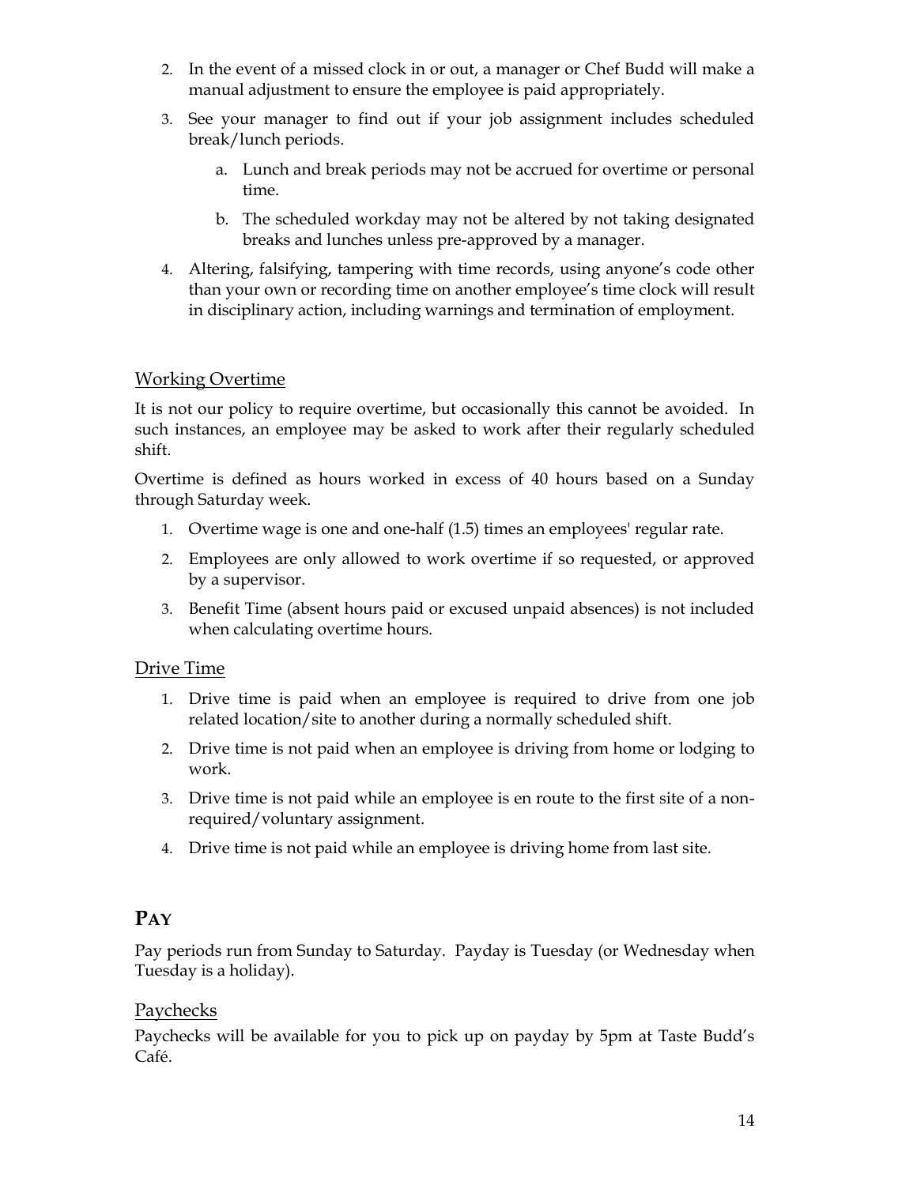2. In the event of a missed clock in or out, a manager or Chef Budd will make a manual adjustment to ensure the employee is paid appropriately.
3. See your manager to find out if your job assignment includes scheduled break/lunch periods.
    a. Lunch and break periods may not be accrued for overtime or personal time.
    b. The scheduled workday may not be altered by not taking designated breaks and lunches unless pre-approved by a manager.
4. Altering, falsifying, tampering with time records, using anyone's code other than your own or recording time on another employee's time clock will result in disciplinary action, including warnings and termination of employment.

### Working Overtime

It is not our policy to require overtime, but occasionally this cannot be avoided. In such instances, an employee may be asked to work after their regularly scheduled shift.

Overtime is defined as hours worked in excess of 40 hours based on a Sunday through Saturday week.

1. Overtime wage is one and one-half (1.5) times an employees' regular rate.
2. Employees are only allowed to work overtime if so requested, or approved by a supervisor.
3. Benefit Time (absent hours paid or excused unpaid absences) is not included when calculating overtime hours.

### Drive Time

1. Drive time is paid when an employee is required to drive from one job related location/site to another during a normally scheduled shift.
2. Drive time is not paid when an employee is driving from home or lodging to work.
3. Drive time is not paid while an employee is en route to the first site of a non-required/voluntary assignment.
4. Drive time is not paid while an employee is driving home from last site.

## PAY

Pay periods run from Sunday to Saturday. Payday is Tuesday (or Wednesday when Tuesday is a holiday).

### Paychecks

Paychecks will be available for you to pick up on payday by 5pm at Taste Budd's Café.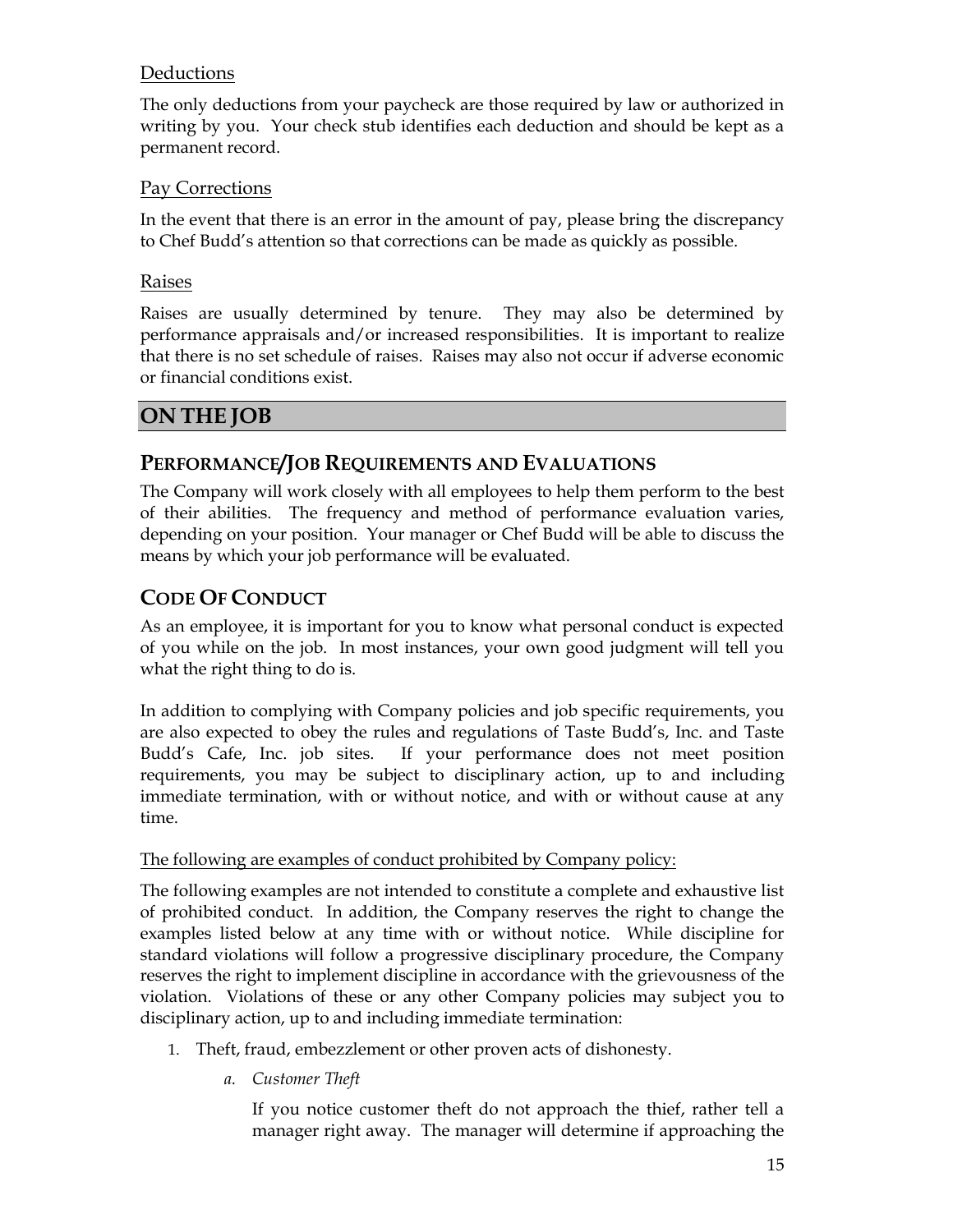### Deductions

The only deductions from your paycheck are those required by law or authorized in writing by you. Your check stub identifies each deduction and should be kept as a permanent record.

### Pay Corrections

In the event that there is an error in the amount of pay, please bring the discrepancy to Chef Budd's attention so that corrections can be made as quickly as possible.

### Raises

Raises are usually determined by tenure. They may also be determined by performance appraisals and/or increased responsibilities. It is important to realize that there is no set schedule of raises. Raises may also not occur if adverse economic or financial conditions exist.

# ON THE JOB

## PERFORMANCE/JOB REQUIREMENTS AND EVALUATIONS

The Company will work closely with all employees to help them perform to the best of their abilities. The frequency and method of performance evaluation varies, depending on your position. Your manager or Chef Budd will be able to discuss the means by which your job performance will be evaluated.

## CODE OF CONDUCT

As an employee, it is important for you to know what personal conduct is expected of you while on the job. In most instances, your own good judgment will tell you what the right thing to do is.

In addition to complying with Company policies and job specific requirements, you are also expected to obey the rules and regulations of Taste Budd's, Inc. and Taste Budd's Cafe, Inc. job sites. If your performance does not meet position requirements, you may be subject to disciplinary action, up to and including immediate termination, with or without notice, and with or without cause at any time.

The following are examples of conduct prohibited by Company policy:

The following examples are not intended to constitute a complete and exhaustive list of prohibited conduct. In addition, the Company reserves the right to change the examples listed below at any time with or without notice. While discipline for standard violations will follow a progressive disciplinary procedure, the Company reserves the right to implement discipline in accordance with the grievousness of the violation. Violations of these or any other Company policies may subject you to disciplinary action, up to and including immediate termination:

1. Theft, fraud, embezzlement or other proven acts of dishonesty.

   a. *Customer Theft*

      If you notice customer theft do not approach the thief, rather tell a manager right away. The manager will determine if approaching the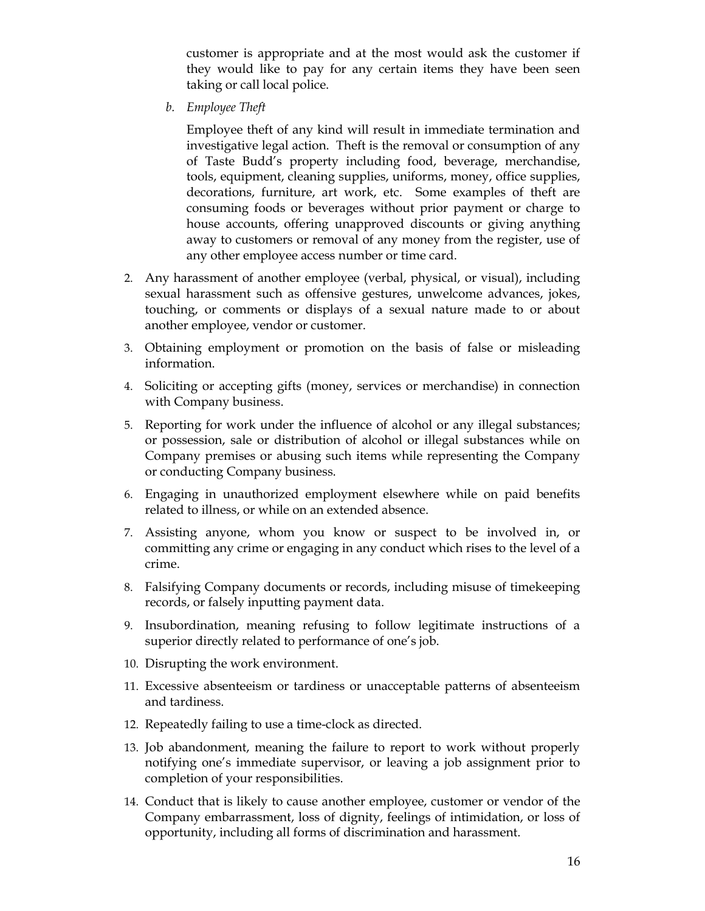customer is appropriate and at the most would ask the customer if they would like to pay for any certain items they have been seen taking or call local police.

b. *Employee Theft*

   Employee theft of any kind will result in immediate termination and investigative legal action. Theft is the removal or consumption of any of Taste Budd's property including food, beverage, merchandise, tools, equipment, cleaning supplies, uniforms, money, office supplies, decorations, furniture, art work, etc. Some examples of theft are consuming foods or beverages without prior payment or charge to house accounts, offering unapproved discounts or giving anything away to customers or removal of any money from the register, use of any other employee access number or time card.

2. Any harassment of another employee (verbal, physical, or visual), including sexual harassment such as offensive gestures, unwelcome advances, jokes, touching, or comments or displays of a sexual nature made to or about another employee, vendor or customer.
3. Obtaining employment or promotion on the basis of false or misleading information.
4. Soliciting or accepting gifts (money, services or merchandise) in connection with Company business.
5. Reporting for work under the influence of alcohol or any illegal substances; or possession, sale or distribution of alcohol or illegal substances while on Company premises or abusing such items while representing the Company or conducting Company business.
6. Engaging in unauthorized employment elsewhere while on paid benefits related to illness, or while on an extended absence.
7. Assisting anyone, whom you know or suspect to be involved in, or committing any crime or engaging in any conduct which rises to the level of a crime.
8. Falsifying Company documents or records, including misuse of timekeeping records, or falsely inputting payment data.
9. Insubordination, meaning refusing to follow legitimate instructions of a superior directly related to performance of one's job.
10. Disrupting the work environment.
11. Excessive absenteeism or tardiness or unacceptable patterns of absenteeism and tardiness.
12. Repeatedly failing to use a time-clock as directed.
13. Job abandonment, meaning the failure to report to work without properly notifying one's immediate supervisor, or leaving a job assignment prior to completion of your responsibilities.
14. Conduct that is likely to cause another employee, customer or vendor of the Company embarrassment, loss of dignity, feelings of intimidation, or loss of opportunity, including all forms of discrimination and harassment.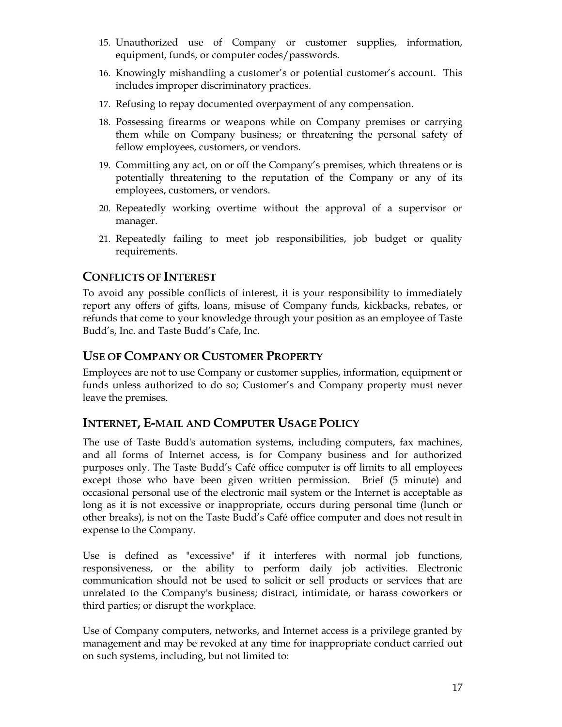15. Unauthorized use of Company or customer supplies, information, equipment, funds, or computer codes/passwords.
16. Knowingly mishandling a customer's or potential customer's account. This includes improper discriminatory practices.
17. Refusing to repay documented overpayment of any compensation.
18. Possessing firearms or weapons while on Company premises or carrying them while on Company business; or threatening the personal safety of fellow employees, customers, or vendors.
19. Committing any act, on or off the Company's premises, which threatens or is potentially threatening to the reputation of the Company or any of its employees, customers, or vendors.
20. Repeatedly working overtime without the approval of a supervisor or manager.
21. Repeatedly failing to meet job responsibilities, job budget or quality requirements.

## CONFLICTS OF INTEREST

To avoid any possible conflicts of interest, it is your responsibility to immediately report any offers of gifts, loans, misuse of Company funds, kickbacks, rebates, or refunds that come to your knowledge through your position as an employee of Taste Budd's, Inc. and Taste Budd's Cafe, Inc.

## USE OF COMPANY OR CUSTOMER PROPERTY

Employees are not to use Company or customer supplies, information, equipment or funds unless authorized to do so; Customer's and Company property must never leave the premises.

## INTERNET, E-MAIL AND COMPUTER USAGE POLICY

The use of Taste Budd's automation systems, including computers, fax machines, and all forms of Internet access, is for Company business and for authorized purposes only. The Taste Budd's Café office computer is off limits to all employees except those who have been given written permission. Brief (5 minute) and occasional personal use of the electronic mail system or the Internet is acceptable as long as it is not excessive or inappropriate, occurs during personal time (lunch or other breaks), is not on the Taste Budd's Café office computer and does not result in expense to the Company.

Use is defined as "excessive" if it interferes with normal job functions, responsiveness, or the ability to perform daily job activities. Electronic communication should not be used to solicit or sell products or services that are unrelated to the Company's business; distract, intimidate, or harass coworkers or third parties; or disrupt the workplace.

Use of Company computers, networks, and Internet access is a privilege granted by management and may be revoked at any time for inappropriate conduct carried out on such systems, including, but not limited to: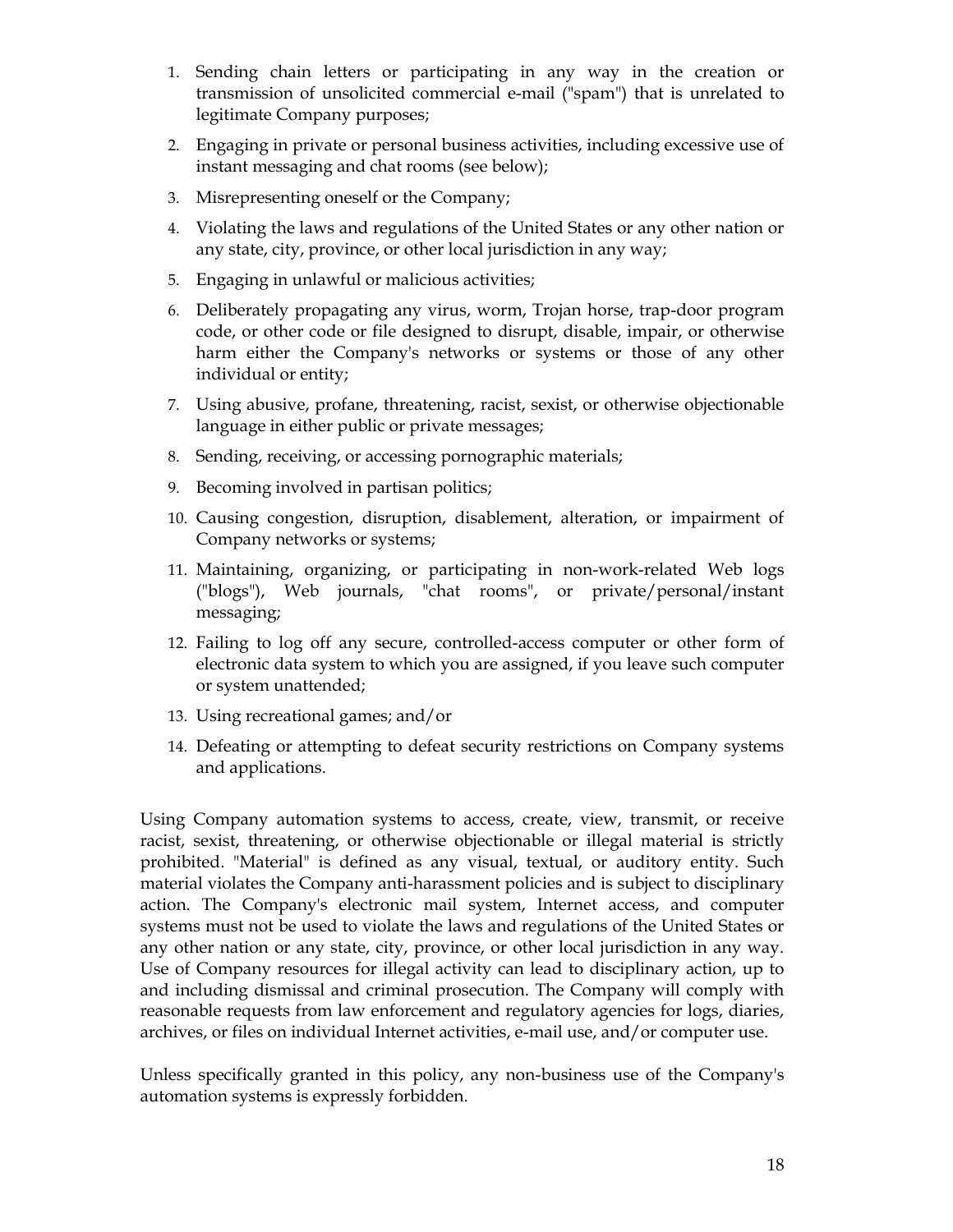1. Sending chain letters or participating in any way in the creation or transmission of unsolicited commercial e-mail ("spam") that is unrelated to legitimate Company purposes;
2. Engaging in private or personal business activities, including excessive use of instant messaging and chat rooms (see below);
3. Misrepresenting oneself or the Company;
4. Violating the laws and regulations of the United States or any other nation or any state, city, province, or other local jurisdiction in any way;
5. Engaging in unlawful or malicious activities;
6. Deliberately propagating any virus, worm, Trojan horse, trap-door program code, or other code or file designed to disrupt, disable, impair, or otherwise harm either the Company's networks or systems or those of any other individual or entity;
7. Using abusive, profane, threatening, racist, sexist, or otherwise objectionable language in either public or private messages;
8. Sending, receiving, or accessing pornographic materials;
9. Becoming involved in partisan politics;
10. Causing congestion, disruption, disablement, alteration, or impairment of Company networks or systems;
11. Maintaining, organizing, or participating in non-work-related Web logs ("blogs"), Web journals, "chat rooms", or private/personal/instant messaging;
12. Failing to log off any secure, controlled-access computer or other form of electronic data system to which you are assigned, if you leave such computer or system unattended;
13. Using recreational games; and/or
14. Defeating or attempting to defeat security restrictions on Company systems and applications.

Using Company automation systems to access, create, view, transmit, or receive racist, sexist, threatening, or otherwise objectionable or illegal material is strictly prohibited. "Material" is defined as any visual, textual, or auditory entity. Such material violates the Company anti-harassment policies and is subject to disciplinary action. The Company's electronic mail system, Internet access, and computer systems must not be used to violate the laws and regulations of the United States or any other nation or any state, city, province, or other local jurisdiction in any way. Use of Company resources for illegal activity can lead to disciplinary action, up to and including dismissal and criminal prosecution. The Company will comply with reasonable requests from law enforcement and regulatory agencies for logs, diaries, archives, or files on individual Internet activities, e-mail use, and/or computer use.

Unless specifically granted in this policy, any non-business use of the Company's automation systems is expressly forbidden.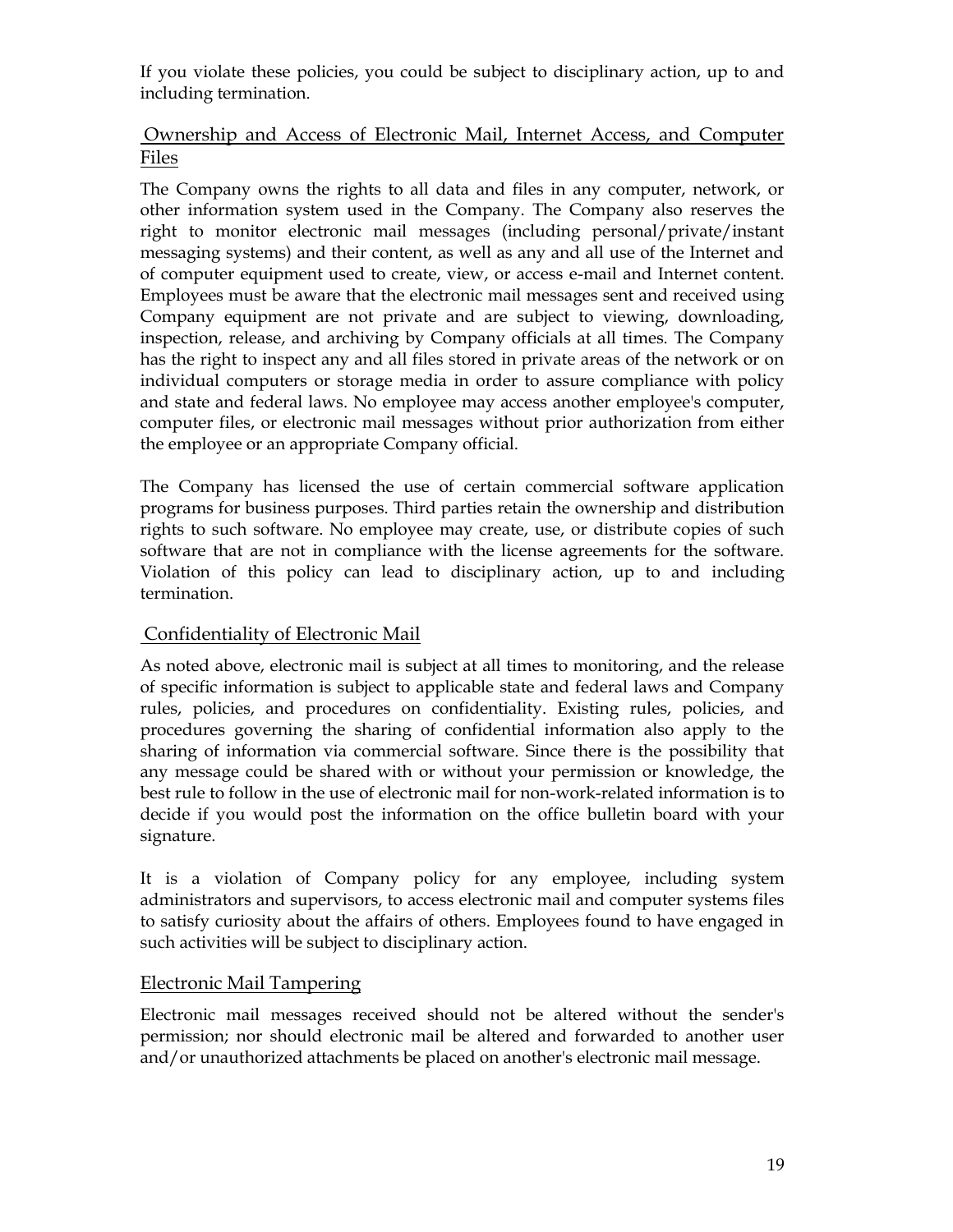If you violate these policies, you could be subject to disciplinary action, up to and including termination.

## Ownership and Access of Electronic Mail, Internet Access, and Computer Files

The Company owns the rights to all data and files in any computer, network, or other information system used in the Company. The Company also reserves the right to monitor electronic mail messages (including personal/private/instant messaging systems) and their content, as well as any and all use of the Internet and of computer equipment used to create, view, or access e-mail and Internet content. Employees must be aware that the electronic mail messages sent and received using Company equipment are not private and are subject to viewing, downloading, inspection, release, and archiving by Company officials at all times. The Company has the right to inspect any and all files stored in private areas of the network or on individual computers or storage media in order to assure compliance with policy and state and federal laws. No employee may access another employee's computer, computer files, or electronic mail messages without prior authorization from either the employee or an appropriate Company official.

The Company has licensed the use of certain commercial software application programs for business purposes. Third parties retain the ownership and distribution rights to such software. No employee may create, use, or distribute copies of such software that are not in compliance with the license agreements for the software. Violation of this policy can lead to disciplinary action, up to and including termination.

## Confidentiality of Electronic Mail

As noted above, electronic mail is subject at all times to monitoring, and the release of specific information is subject to applicable state and federal laws and Company rules, policies, and procedures on confidentiality. Existing rules, policies, and procedures governing the sharing of confidential information also apply to the sharing of information via commercial software. Since there is the possibility that any message could be shared with or without your permission or knowledge, the best rule to follow in the use of electronic mail for non-work-related information is to decide if you would post the information on the office bulletin board with your signature.

It is a violation of Company policy for any employee, including system administrators and supervisors, to access electronic mail and computer systems files to satisfy curiosity about the affairs of others. Employees found to have engaged in such activities will be subject to disciplinary action.

## Electronic Mail Tampering

Electronic mail messages received should not be altered without the sender's permission; nor should electronic mail be altered and forwarded to another user and/or unauthorized attachments be placed on another's electronic mail message.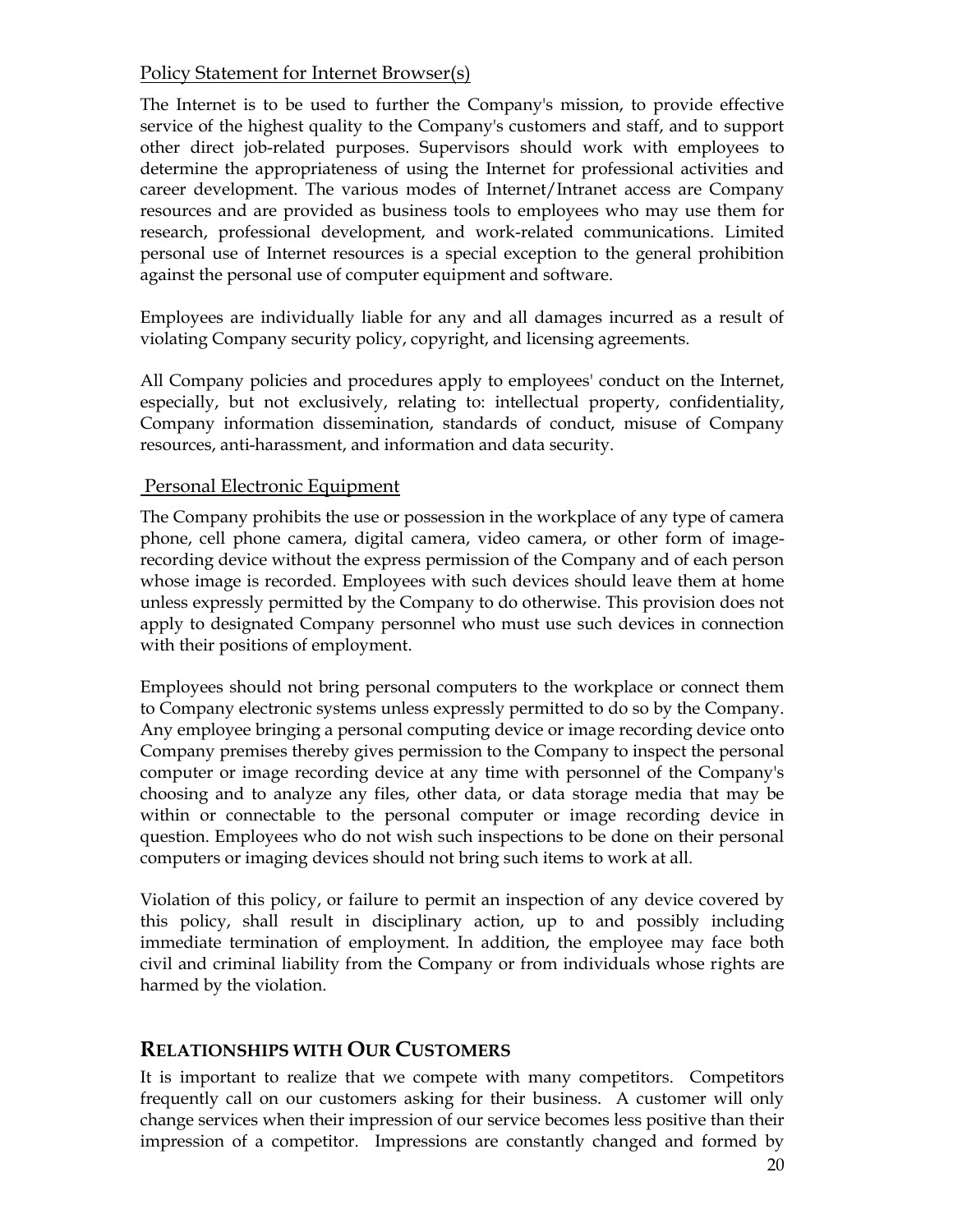<u>Policy Statement for Internet Browser(s)</u>

The Internet is to be used to further the Company's mission, to provide effective service of the highest quality to the Company's customers and staff, and to support other direct job-related purposes. Supervisors should work with employees to determine the appropriateness of using the Internet for professional activities and career development. The various modes of Internet/Intranet access are Company resources and are provided as business tools to employees who may use them for research, professional development, and work-related communications. Limited personal use of Internet resources is a special exception to the general prohibition against the personal use of computer equipment and software.

Employees are individually liable for any and all damages incurred as a result of violating Company security policy, copyright, and licensing agreements.

All Company policies and procedures apply to employees' conduct on the Internet, especially, but not exclusively, relating to: intellectual property, confidentiality, Company information dissemination, standards of conduct, misuse of Company resources, anti-harassment, and information and data security.

<u>Personal Electronic Equipment</u>

The Company prohibits the use or possession in the workplace of any type of camera phone, cell phone camera, digital camera, video camera, or other form of image-recording device without the express permission of the Company and of each person whose image is recorded. Employees with such devices should leave them at home unless expressly permitted by the Company to do otherwise. This provision does not apply to designated Company personnel who must use such devices in connection with their positions of employment.

Employees should not bring personal computers to the workplace or connect them to Company electronic systems unless expressly permitted to do so by the Company. Any employee bringing a personal computing device or image recording device onto Company premises thereby gives permission to the Company to inspect the personal computer or image recording device at any time with personnel of the Company's choosing and to analyze any files, other data, or data storage media that may be within or connectable to the personal computer or image recording device in question. Employees who do not wish such inspections to be done on their personal computers or imaging devices should not bring such items to work at all.

Violation of this policy, or failure to permit an inspection of any device covered by this policy, shall result in disciplinary action, up to and possibly including immediate termination of employment. In addition, the employee may face both civil and criminal liability from the Company or from individuals whose rights are harmed by the violation.

## RELATIONSHIPS WITH OUR CUSTOMERS

It is important to realize that we compete with many competitors. Competitors frequently call on our customers asking for their business. A customer will only change services when their impression of our service becomes less positive than their impression of a competitor. Impressions are constantly changed and formed by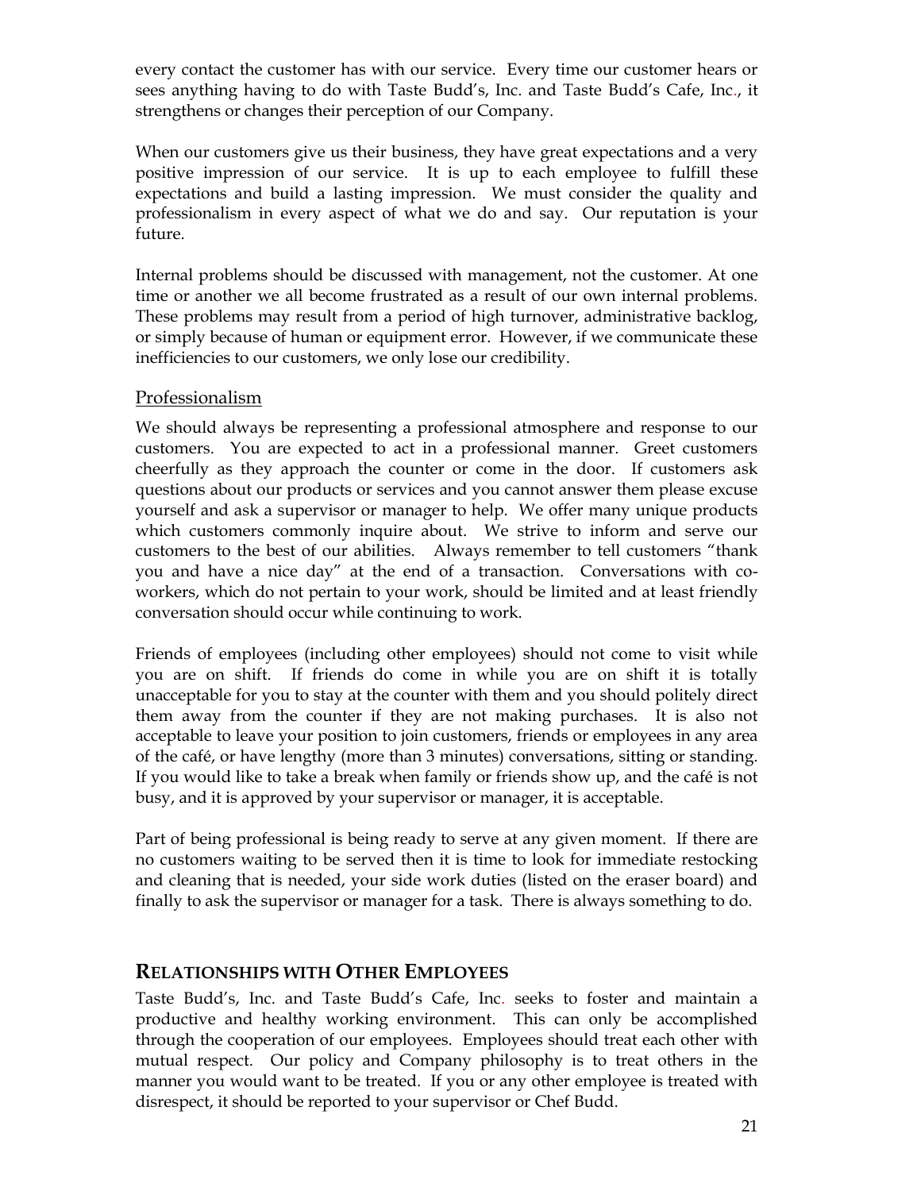every contact the customer has with our service. Every time our customer hears or sees anything having to do with Taste Budd's, Inc. and Taste Budd's Cafe, Inc., it strengthens or changes their perception of our Company.

When our customers give us their business, they have great expectations and a very positive impression of our service. It is up to each employee to fulfill these expectations and build a lasting impression. We must consider the quality and professionalism in every aspect of what we do and say. Our reputation is your future.

Internal problems should be discussed with management, not the customer. At one time or another we all become frustrated as a result of our own internal problems. These problems may result from a period of high turnover, administrative backlog, or simply because of human or equipment error. However, if we communicate these inefficiencies to our customers, we only lose our credibility.

### Professionalism

We should always be representing a professional atmosphere and response to our customers. You are expected to act in a professional manner. Greet customers cheerfully as they approach the counter or come in the door. If customers ask questions about our products or services and you cannot answer them please excuse yourself and ask a supervisor or manager to help. We offer many unique products which customers commonly inquire about. We strive to inform and serve our customers to the best of our abilities. Always remember to tell customers "thank you and have a nice day" at the end of a transaction. Conversations with co-workers, which do not pertain to your work, should be limited and at least friendly conversation should occur while continuing to work.

Friends of employees (including other employees) should not come to visit while you are on shift. If friends do come in while you are on shift it is totally unacceptable for you to stay at the counter with them and you should politely direct them away from the counter if they are not making purchases. It is also not acceptable to leave your position to join customers, friends or employees in any area of the café, or have lengthy (more than 3 minutes) conversations, sitting or standing. If you would like to take a break when family or friends show up, and the café is not busy, and it is approved by your supervisor or manager, it is acceptable.

Part of being professional is being ready to serve at any given moment. If there are no customers waiting to be served then it is time to look for immediate restocking and cleaning that is needed, your side work duties (listed on the eraser board) and finally to ask the supervisor or manager for a task. There is always something to do.

## Relationships with Other Employees

Taste Budd's, Inc. and Taste Budd's Cafe, Inc. seeks to foster and maintain a productive and healthy working environment. This can only be accomplished through the cooperation of our employees. Employees should treat each other with mutual respect. Our policy and Company philosophy is to treat others in the manner you would want to be treated. If you or any other employee is treated with disrespect, it should be reported to your supervisor or Chef Budd.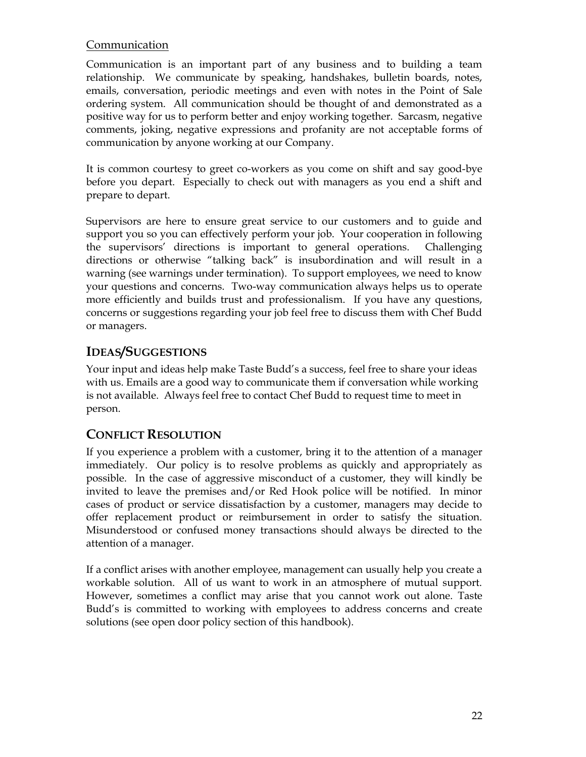## Communication

Communication is an important part of any business and to building a team relationship. We communicate by speaking, handshakes, bulletin boards, notes, emails, conversation, periodic meetings and even with notes in the Point of Sale ordering system. All communication should be thought of and demonstrated as a positive way for us to perform better and enjoy working together. Sarcasm, negative comments, joking, negative expressions and profanity are not acceptable forms of communication by anyone working at our Company.

It is common courtesy to greet co-workers as you come on shift and say good-bye before you depart. Especially to check out with managers as you end a shift and prepare to depart.

Supervisors are here to ensure great service to our customers and to guide and support you so you can effectively perform your job. Your cooperation in following the supervisors' directions is important to general operations. Challenging directions or otherwise "talking back" is insubordination and will result in a warning (see warnings under termination). To support employees, we need to know your questions and concerns. Two-way communication always helps us to operate more efficiently and builds trust and professionalism. If you have any questions, concerns or suggestions regarding your job feel free to discuss them with Chef Budd or managers.

## IDEAS/SUGGESTIONS

Your input and ideas help make Taste Budd's a success, feel free to share your ideas with us. Emails are a good way to communicate them if conversation while working is not available. Always feel free to contact Chef Budd to request time to meet in person.

## CONFLICT RESOLUTION

If you experience a problem with a customer, bring it to the attention of a manager immediately. Our policy is to resolve problems as quickly and appropriately as possible. In the case of aggressive misconduct of a customer, they will kindly be invited to leave the premises and/or Red Hook police will be notified. In minor cases of product or service dissatisfaction by a customer, managers may decide to offer replacement product or reimbursement in order to satisfy the situation. Misunderstood or confused money transactions should always be directed to the attention of a manager.

If a conflict arises with another employee, management can usually help you create a workable solution. All of us want to work in an atmosphere of mutual support. However, sometimes a conflict may arise that you cannot work out alone. Taste Budd's is committed to working with employees to address concerns and create solutions (see open door policy section of this handbook).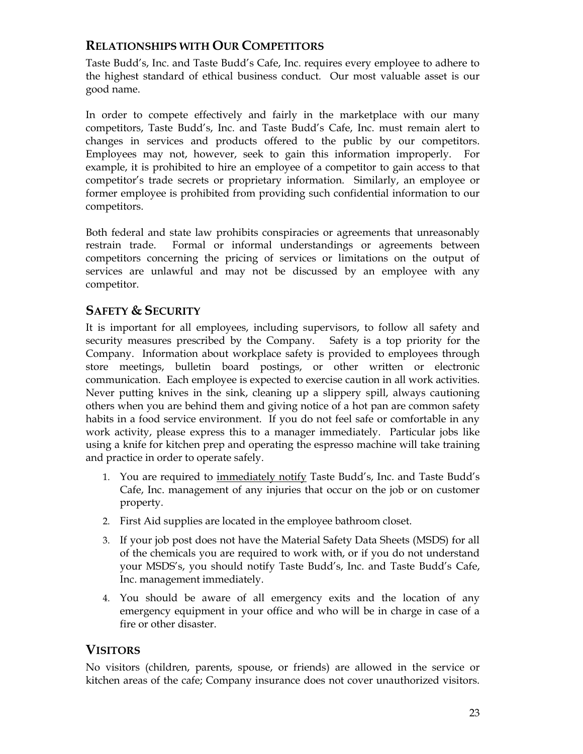## Relationships with Our Competitors

Taste Budd's, Inc. and Taste Budd's Cafe, Inc. requires every employee to adhere to the highest standard of ethical business conduct. Our most valuable asset is our good name.

In order to compete effectively and fairly in the marketplace with our many competitors, Taste Budd's, Inc. and Taste Budd's Cafe, Inc. must remain alert to changes in services and products offered to the public by our competitors. Employees may not, however, seek to gain this information improperly. For example, it is prohibited to hire an employee of a competitor to gain access to that competitor's trade secrets or proprietary information. Similarly, an employee or former employee is prohibited from providing such confidential information to our competitors.

Both federal and state law prohibits conspiracies or agreements that unreasonably restrain trade. Formal or informal understandings or agreements between competitors concerning the pricing of services or limitations on the output of services are unlawful and may not be discussed by an employee with any competitor.

## Safety & Security

It is important for all employees, including supervisors, to follow all safety and security measures prescribed by the Company. Safety is a top priority for the Company. Information about workplace safety is provided to employees through store meetings, bulletin board postings, or other written or electronic communication. Each employee is expected to exercise caution in all work activities. Never putting knives in the sink, cleaning up a slippery spill, always cautioning others when you are behind them and giving notice of a hot pan are common safety habits in a food service environment. If you do not feel safe or comfortable in any work activity, please express this to a manager immediately. Particular jobs like using a knife for kitchen prep and operating the espresso machine will take training and practice in order to operate safely.

1. You are required to <u>immediately notify</u> Taste Budd's, Inc. and Taste Budd's Cafe, Inc. management of any injuries that occur on the job or on customer property.
2. First Aid supplies are located in the employee bathroom closet.
3. If your job post does not have the Material Safety Data Sheets (MSDS) for all of the chemicals you are required to work with, or if you do not understand your MSDS's, you should notify Taste Budd's, Inc. and Taste Budd's Cafe, Inc. management immediately.
4. You should be aware of all emergency exits and the location of any emergency equipment in your office and who will be in charge in case of a fire or other disaster.

## Visitors

No visitors (children, parents, spouse, or friends) are allowed in the service or kitchen areas of the cafe; Company insurance does not cover unauthorized visitors.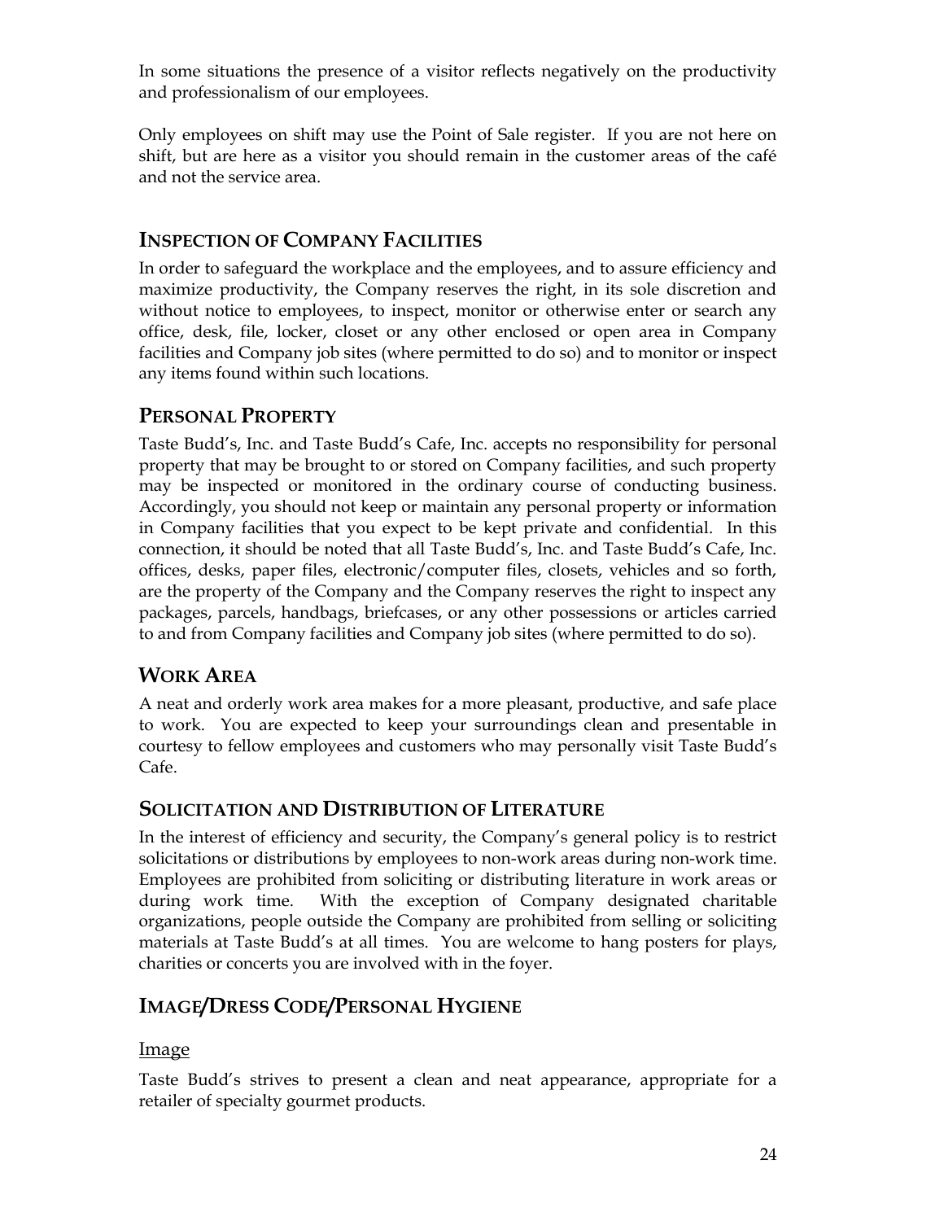In some situations the presence of a visitor reflects negatively on the productivity and professionalism of our employees.

Only employees on shift may use the Point of Sale register. If you are not here on shift, but are here as a visitor you should remain in the customer areas of the café and not the service area.

## INSPECTION OF COMPANY FACILITIES

In order to safeguard the workplace and the employees, and to assure efficiency and maximize productivity, the Company reserves the right, in its sole discretion and without notice to employees, to inspect, monitor or otherwise enter or search any office, desk, file, locker, closet or any other enclosed or open area in Company facilities and Company job sites (where permitted to do so) and to monitor or inspect any items found within such locations.

## PERSONAL PROPERTY

Taste Budd's, Inc. and Taste Budd's Cafe, Inc. accepts no responsibility for personal property that may be brought to or stored on Company facilities, and such property may be inspected or monitored in the ordinary course of conducting business. Accordingly, you should not keep or maintain any personal property or information in Company facilities that you expect to be kept private and confidential. In this connection, it should be noted that all Taste Budd's, Inc. and Taste Budd's Cafe, Inc. offices, desks, paper files, electronic/computer files, closets, vehicles and so forth, are the property of the Company and the Company reserves the right to inspect any packages, parcels, handbags, briefcases, or any other possessions or articles carried to and from Company facilities and Company job sites (where permitted to do so).

## WORK AREA

A neat and orderly work area makes for a more pleasant, productive, and safe place to work. You are expected to keep your surroundings clean and presentable in courtesy to fellow employees and customers who may personally visit Taste Budd's Cafe.

## SOLICITATION AND DISTRIBUTION OF LITERATURE

In the interest of efficiency and security, the Company's general policy is to restrict solicitations or distributions by employees to non-work areas during non-work time. Employees are prohibited from soliciting or distributing literature in work areas or during work time. With the exception of Company designated charitable organizations, people outside the Company are prohibited from selling or soliciting materials at Taste Budd's at all times. You are welcome to hang posters for plays, charities or concerts you are involved with in the foyer.

## IMAGE/DRESS CODE/PERSONAL HYGIENE

Image

Taste Budd's strives to present a clean and neat appearance, appropriate for a retailer of specialty gourmet products.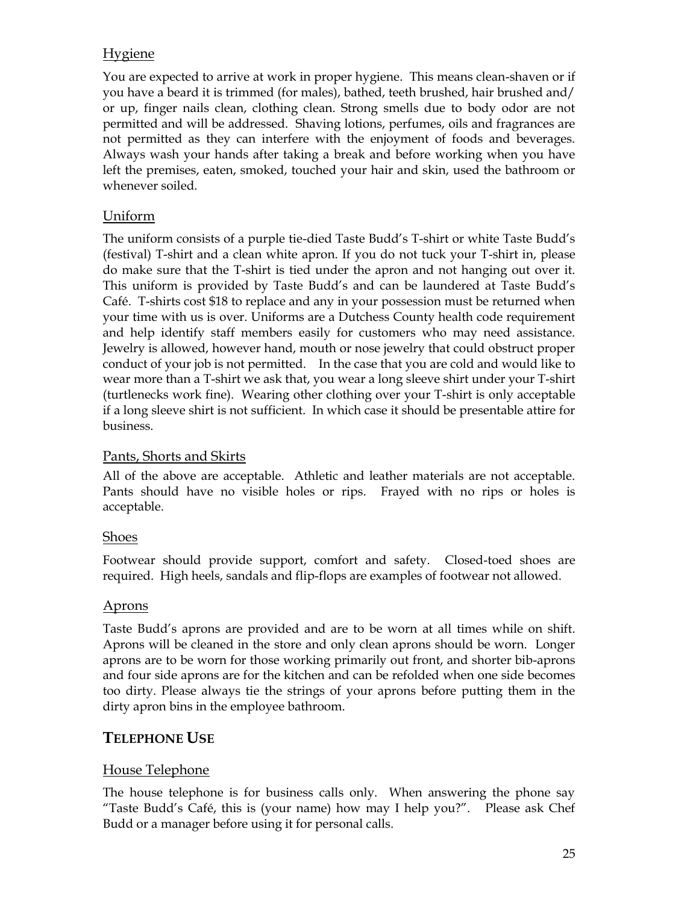### Hygiene

You are expected to arrive at work in proper hygiene. This means clean-shaven or if you have a beard it is trimmed (for males), bathed, teeth brushed, hair brushed and/ or up, finger nails clean, clothing clean. Strong smells due to body odor are not permitted and will be addressed. Shaving lotions, perfumes, oils and fragrances are not permitted as they can interfere with the enjoyment of foods and beverages. Always wash your hands after taking a break and before working when you have left the premises, eaten, smoked, touched your hair and skin, used the bathroom or whenever soiled.

### Uniform

The uniform consists of a purple tie-died Taste Budd's T-shirt or white Taste Budd's (festival) T-shirt and a clean white apron. If you do not tuck your T-shirt in, please do make sure that the T-shirt is tied under the apron and not hanging out over it. This uniform is provided by Taste Budd's and can be laundered at Taste Budd's Café. T-shirts cost $18 to replace and any in your possession must be returned when your time with us is over. Uniforms are a Dutchess County health code requirement and help identify staff members easily for customers who may need assistance. Jewelry is allowed, however hand, mouth or nose jewelry that could obstruct proper conduct of your job is not permitted. In the case that you are cold and would like to wear more than a T-shirt we ask that, you wear a long sleeve shirt under your T-shirt (turtlenecks work fine). Wearing other clothing over your T-shirt is only acceptable if a long sleeve shirt is not sufficient. In which case it should be presentable attire for business.

### Pants, Shorts and Skirts

All of the above are acceptable. Athletic and leather materials are not acceptable. Pants should have no visible holes or rips. Frayed with no rips or holes is acceptable.

### Shoes

Footwear should provide support, comfort and safety. Closed-toed shoes are required. High heels, sandals and flip-flops are examples of footwear not allowed.

### Aprons

Taste Budd's aprons are provided and are to be worn at all times while on shift. Aprons will be cleaned in the store and only clean aprons should be worn. Longer aprons are to be worn for those working primarily out front, and shorter bib-aprons and four side aprons are for the kitchen and can be refolded when one side becomes too dirty. Please always tie the strings of your aprons before putting them in the dirty apron bins in the employee bathroom.

## TELEPHONE USE

### House Telephone

The house telephone is for business calls only. When answering the phone say "Taste Budd's Café, this is (your name) how may I help you?". Please ask Chef Budd or a manager before using it for personal calls.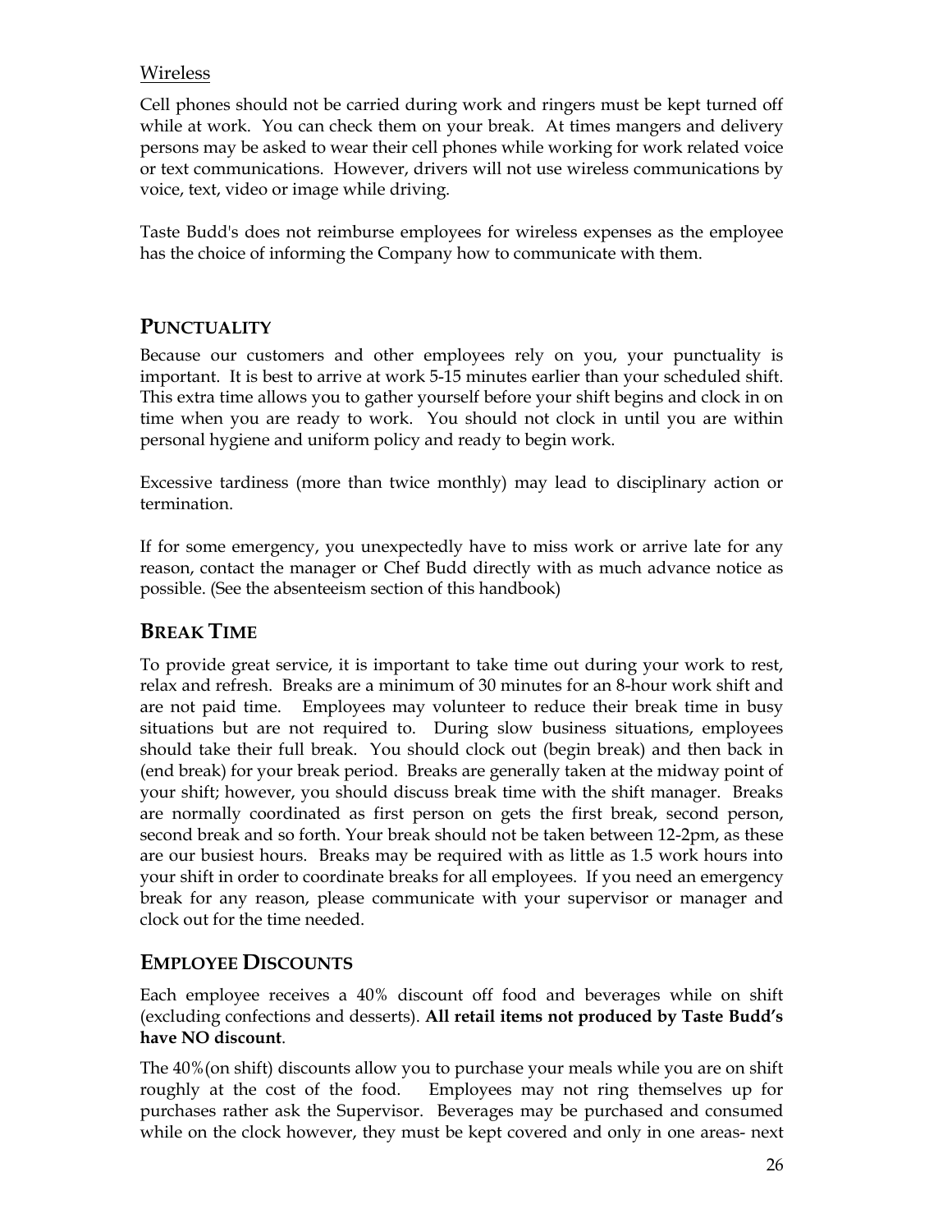Wireless

Cell phones should not be carried during work and ringers must be kept turned off while at work. You can check them on your break. At times mangers and delivery persons may be asked to wear their cell phones while working for work related voice or text communications. However, drivers will not use wireless communications by voice, text, video or image while driving.

Taste Budd's does not reimburse employees for wireless expenses as the employee has the choice of informing the Company how to communicate with them.

## PUNCTUALITY

Because our customers and other employees rely on you, your punctuality is important. It is best to arrive at work 5-15 minutes earlier than your scheduled shift. This extra time allows you to gather yourself before your shift begins and clock in on time when you are ready to work. You should not clock in until you are within personal hygiene and uniform policy and ready to begin work.

Excessive tardiness (more than twice monthly) may lead to disciplinary action or termination.

If for some emergency, you unexpectedly have to miss work or arrive late for any reason, contact the manager or Chef Budd directly with as much advance notice as possible. (See the absenteeism section of this handbook)

## BREAK TIME

To provide great service, it is important to take time out during your work to rest, relax and refresh. Breaks are a minimum of 30 minutes for an 8-hour work shift and are not paid time. Employees may volunteer to reduce their break time in busy situations but are not required to. During slow business situations, employees should take their full break. You should clock out (begin break) and then back in (end break) for your break period. Breaks are generally taken at the midway point of your shift; however, you should discuss break time with the shift manager. Breaks are normally coordinated as first person on gets the first break, second person, second break and so forth. Your break should not be taken between 12-2pm, as these are our busiest hours. Breaks may be required with as little as 1.5 work hours into your shift in order to coordinate breaks for all employees. If you need an emergency break for any reason, please communicate with your supervisor or manager and clock out for the time needed.

## EMPLOYEE DISCOUNTS

Each employee receives a 40% discount off food and beverages while on shift (excluding confections and desserts). **All retail items not produced by Taste Budd's have NO discount**.

The 40%(on shift) discounts allow you to purchase your meals while you are on shift roughly at the cost of the food. Employees may not ring themselves up for purchases rather ask the Supervisor. Beverages may be purchased and consumed while on the clock however, they must be kept covered and only in one areas- next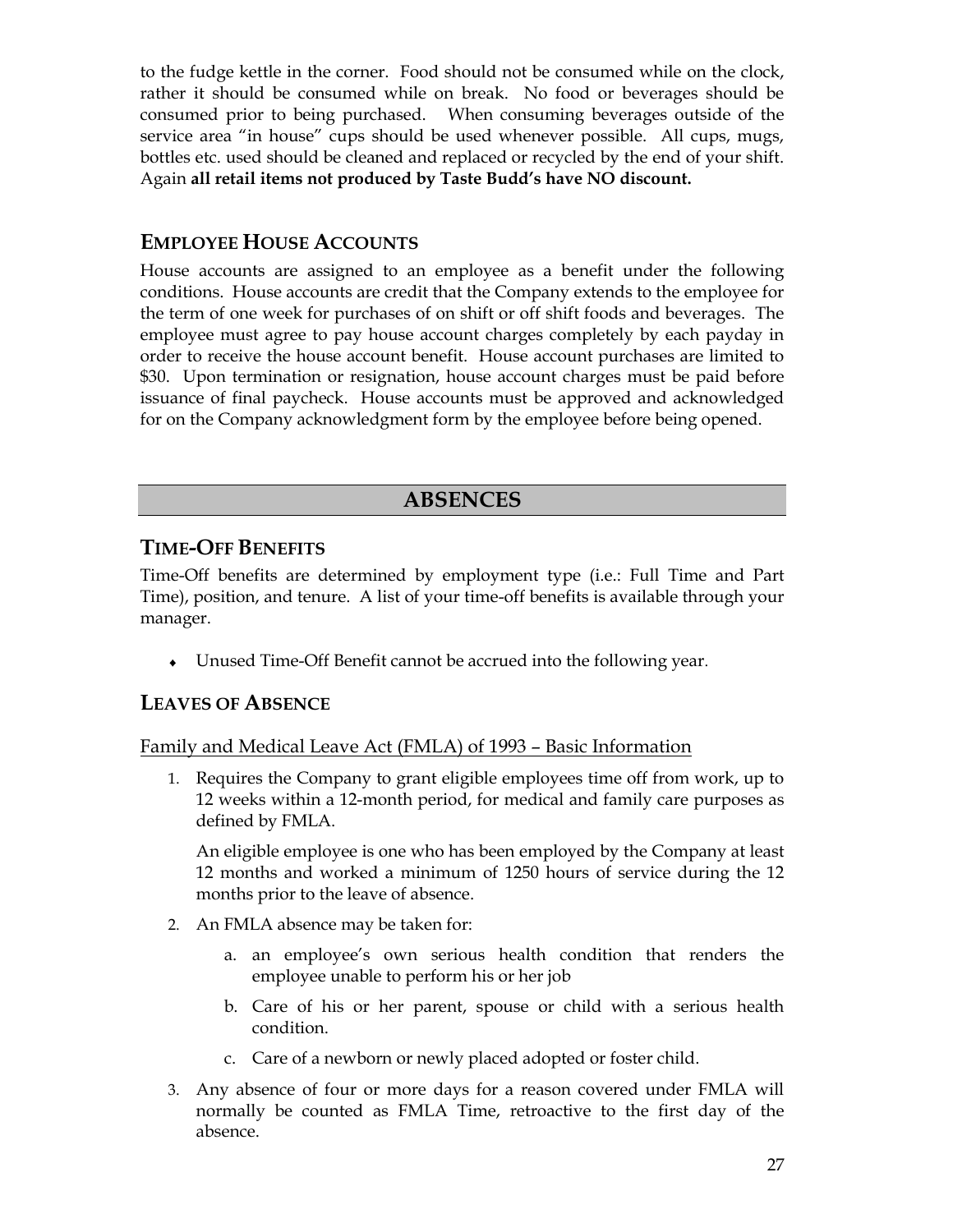to the fudge kettle in the corner. Food should not be consumed while on the clock, rather it should be consumed while on break. No food or beverages should be consumed prior to being purchased. When consuming beverages outside of the service area "in house" cups should be used whenever possible. All cups, mugs, bottles etc. used should be cleaned and replaced or recycled by the end of your shift. Again **all retail items not produced by Taste Budd's have NO discount.**

### EMPLOYEE HOUSE ACCOUNTS

House accounts are assigned to an employee as a benefit under the following conditions. House accounts are credit that the Company extends to the employee for the term of one week for purchases of on shift or off shift foods and beverages. The employee must agree to pay house account charges completely by each payday in order to receive the house account benefit. House account purchases are limited to $30. Upon termination or resignation, house account charges must be paid before issuance of final paycheck. House accounts must be approved and acknowledged for on the Company acknowledgment form by the employee before being opened.

## ABSENCES

### TIME-OFF BENEFITS

Time-Off benefits are determined by employment type (i.e.: Full Time and Part Time), position, and tenure. A list of your time-off benefits is available through your manager.

- Unused Time-Off Benefit cannot be accrued into the following year.

### LEAVES OF ABSENCE

Family and Medical Leave Act (FMLA) of 1993 – Basic Information

1. Requires the Company to grant eligible employees time off from work, up to 12 weeks within a 12-month period, for medical and family care purposes as defined by FMLA.

   An eligible employee is one who has been employed by the Company at least 12 months and worked a minimum of 1250 hours of service during the 12 months prior to the leave of absence.

2. An FMLA absence may be taken for:

   a. an employee's own serious health condition that renders the employee unable to perform his or her job

   b. Care of his or her parent, spouse or child with a serious health condition.

   c. Care of a newborn or newly placed adopted or foster child.

3. Any absence of four or more days for a reason covered under FMLA will normally be counted as FMLA Time, retroactive to the first day of the absence.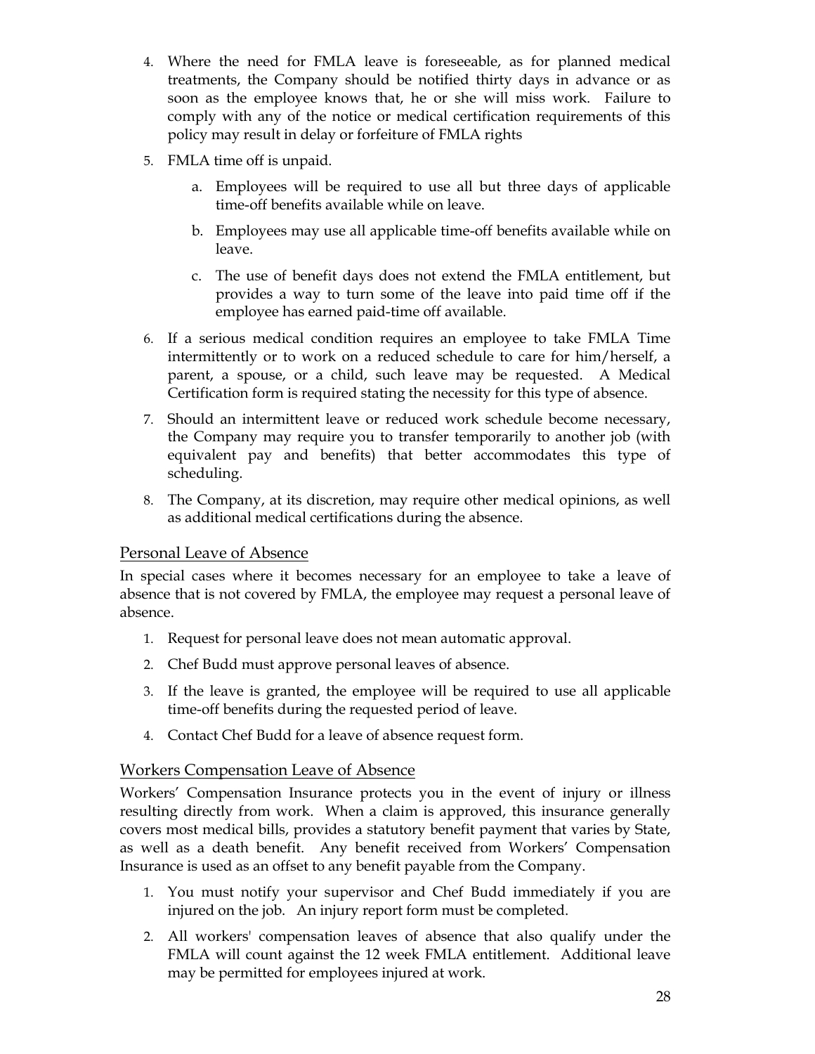4. Where the need for FMLA leave is foreseeable, as for planned medical treatments, the Company should be notified thirty days in advance or as soon as the employee knows that, he or she will miss work. Failure to comply with any of the notice or medical certification requirements of this policy may result in delay or forfeiture of FMLA rights
5. FMLA time off is unpaid.
   a. Employees will be required to use all but three days of applicable time-off benefits available while on leave.
   b. Employees may use all applicable time-off benefits available while on leave.
   c. The use of benefit days does not extend the FMLA entitlement, but provides a way to turn some of the leave into paid time off if the employee has earned paid-time off available.
6. If a serious medical condition requires an employee to take FMLA Time intermittently or to work on a reduced schedule to care for him/herself, a parent, a spouse, or a child, such leave may be requested. A Medical Certification form is required stating the necessity for this type of absence.
7. Should an intermittent leave or reduced work schedule become necessary, the Company may require you to transfer temporarily to another job (with equivalent pay and benefits) that better accommodates this type of scheduling.
8. The Company, at its discretion, may require other medical opinions, as well as additional medical certifications during the absence.

## Personal Leave of Absence

In special cases where it becomes necessary for an employee to take a leave of absence that is not covered by FMLA, the employee may request a personal leave of absence.

1. Request for personal leave does not mean automatic approval.
2. Chef Budd must approve personal leaves of absence.
3. If the leave is granted, the employee will be required to use all applicable time-off benefits during the requested period of leave.
4. Contact Chef Budd for a leave of absence request form.

## Workers Compensation Leave of Absence

Workers' Compensation Insurance protects you in the event of injury or illness resulting directly from work. When a claim is approved, this insurance generally covers most medical bills, provides a statutory benefit payment that varies by State, as well as a death benefit. Any benefit received from Workers' Compensation Insurance is used as an offset to any benefit payable from the Company.

1. You must notify your supervisor and Chef Budd immediately if you are injured on the job. An injury report form must be completed.
2. All workers' compensation leaves of absence that also qualify under the FMLA will count against the 12 week FMLA entitlement. Additional leave may be permitted for employees injured at work.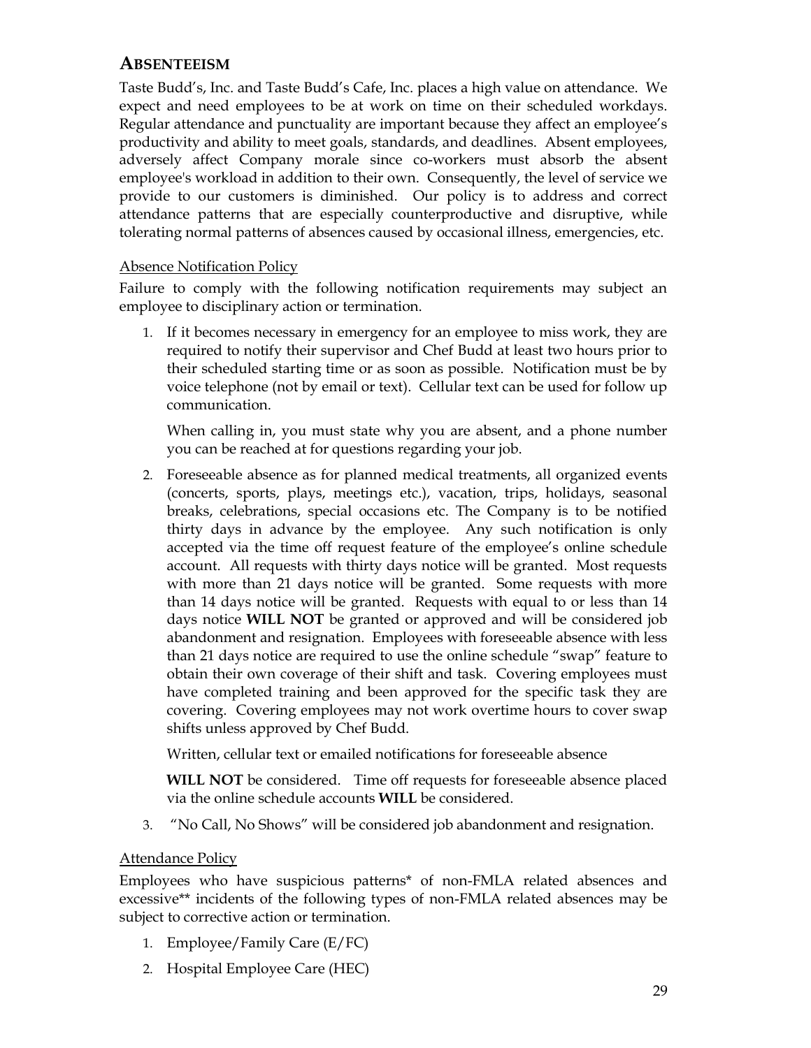## ABSENTEEISM

Taste Budd's, Inc. and Taste Budd's Cafe, Inc. places a high value on attendance. We expect and need employees to be at work on time on their scheduled workdays. Regular attendance and punctuality are important because they affect an employee's productivity and ability to meet goals, standards, and deadlines. Absent employees, adversely affect Company morale since co-workers must absorb the absent employee's workload in addition to their own. Consequently, the level of service we provide to our customers is diminished. Our policy is to address and correct attendance patterns that are especially counterproductive and disruptive, while tolerating normal patterns of absences caused by occasional illness, emergencies, etc.

### Absence Notification Policy

Failure to comply with the following notification requirements may subject an employee to disciplinary action or termination.

1. If it becomes necessary in emergency for an employee to miss work, they are required to notify their supervisor and Chef Budd at least two hours prior to their scheduled starting time or as soon as possible. Notification must be by voice telephone (not by email or text). Cellular text can be used for follow up communication.

   When calling in, you must state why you are absent, and a phone number you can be reached at for questions regarding your job.

2. Foreseeable absence as for planned medical treatments, all organized events (concerts, sports, plays, meetings etc.), vacation, trips, holidays, seasonal breaks, celebrations, special occasions etc. The Company is to be notified thirty days in advance by the employee. Any such notification is only accepted via the time off request feature of the employee's online schedule account. All requests with thirty days notice will be granted. Most requests with more than 21 days notice will be granted. Some requests with more than 14 days notice will be granted. Requests with equal to or less than 14 days notice **WILL NOT** be granted or approved and will be considered job abandonment and resignation. Employees with foreseeable absence with less than 21 days notice are required to use the online schedule "swap" feature to obtain their own coverage of their shift and task. Covering employees must have completed training and been approved for the specific task they are covering. Covering employees may not work overtime hours to cover swap shifts unless approved by Chef Budd.

   Written, cellular text or emailed notifications for foreseeable absence

   **WILL NOT** be considered. Time off requests for foreseeable absence placed via the online schedule accounts **WILL** be considered.

3. "No Call, No Shows" will be considered job abandonment and resignation.

### Attendance Policy

Employees who have suspicious patterns* of non-FMLA related absences and excessive** incidents of the following types of non-FMLA related absences may be subject to corrective action or termination.

1. Employee/Family Care (E/FC)
2. Hospital Employee Care (HEC)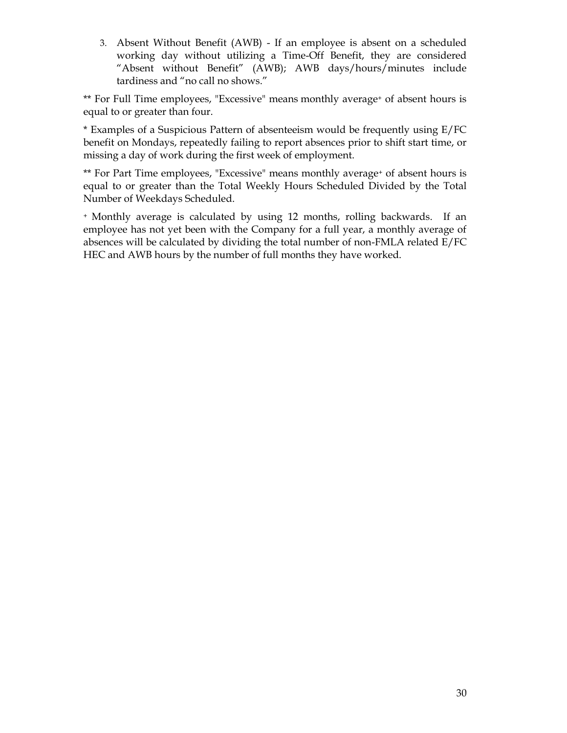3. Absent Without Benefit (AWB) - If an employee is absent on a scheduled working day without utilizing a Time-Off Benefit, they are considered "Absent without Benefit" (AWB); AWB days/hours/minutes include tardiness and "no call no shows."

** For Full Time employees, "Excessive" means monthly average+ of absent hours is equal to or greater than four.

* Examples of a Suspicious Pattern of absenteeism would be frequently using E/FC benefit on Mondays, repeatedly failing to report absences prior to shift start time, or missing a day of work during the first week of employment.

** For Part Time employees, "Excessive" means monthly average+ of absent hours is equal to or greater than the Total Weekly Hours Scheduled Divided by the Total Number of Weekdays Scheduled.

+ Monthly average is calculated by using 12 months, rolling backwards. If an employee has not yet been with the Company for a full year, a monthly average of absences will be calculated by dividing the total number of non-FMLA related E/FC HEC and AWB hours by the number of full months they have worked.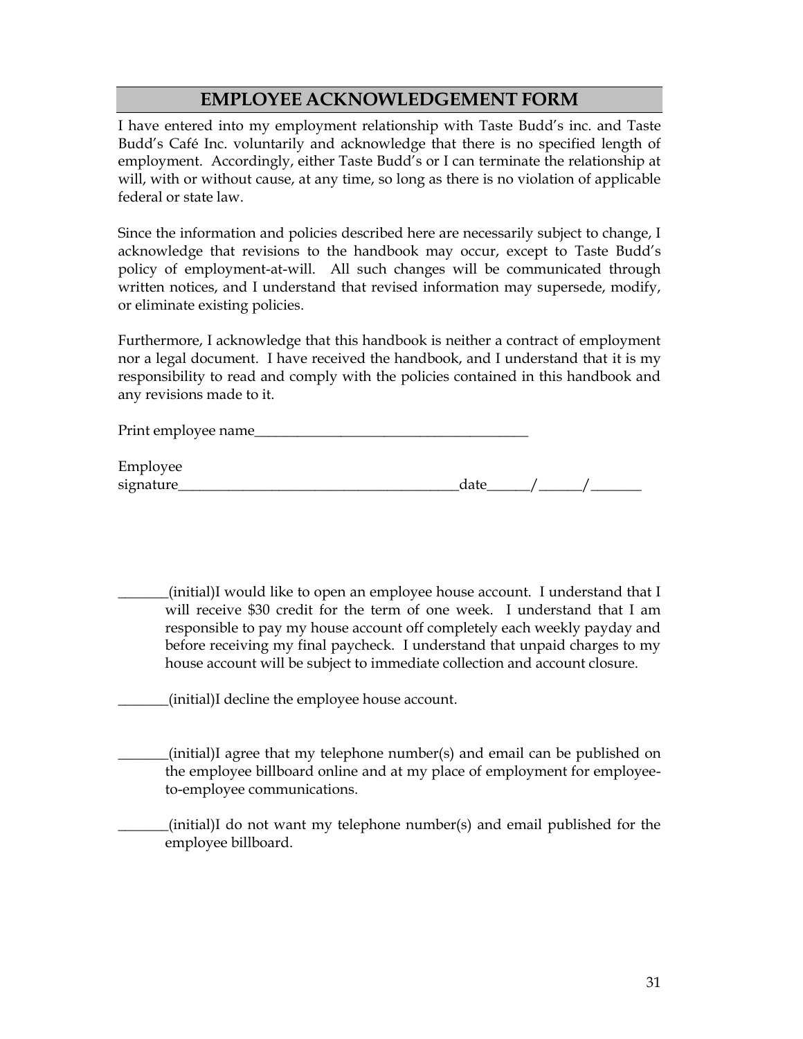## EMPLOYEE ACKNOWLEDGEMENT FORM

I have entered into my employment relationship with Taste Budd's inc. and Taste Budd's Café Inc. voluntarily and acknowledge that there is no specified length of employment. Accordingly, either Taste Budd's or I can terminate the relationship at will, with or without cause, at any time, so long as there is no violation of applicable federal or state law.

Since the information and policies described here are necessarily subject to change, I acknowledge that revisions to the handbook may occur, except to Taste Budd's policy of employment-at-will. All such changes will be communicated through written notices, and I understand that revised information may supersede, modify, or eliminate existing policies.

Furthermore, I acknowledge that this handbook is neither a contract of employment nor a legal document. I have received the handbook, and I understand that it is my responsibility to read and comply with the policies contained in this handbook and any revisions made to it.

Print employee name_______________________________________

Employee signature________________________________________date______/______/_______

_______(initial)I would like to open an employee house account. I understand that I will receive $30 credit for the term of one week. I understand that I am responsible to pay my house account off completely each weekly payday and before receiving my final paycheck. I understand that unpaid charges to my house account will be subject to immediate collection and account closure.

_______(initial)I decline the employee house account.

_______(initial)I agree that my telephone number(s) and email can be published on the employee billboard online and at my place of employment for employee-to-employee communications.

_______(initial)I do not want my telephone number(s) and email published for the employee billboard.